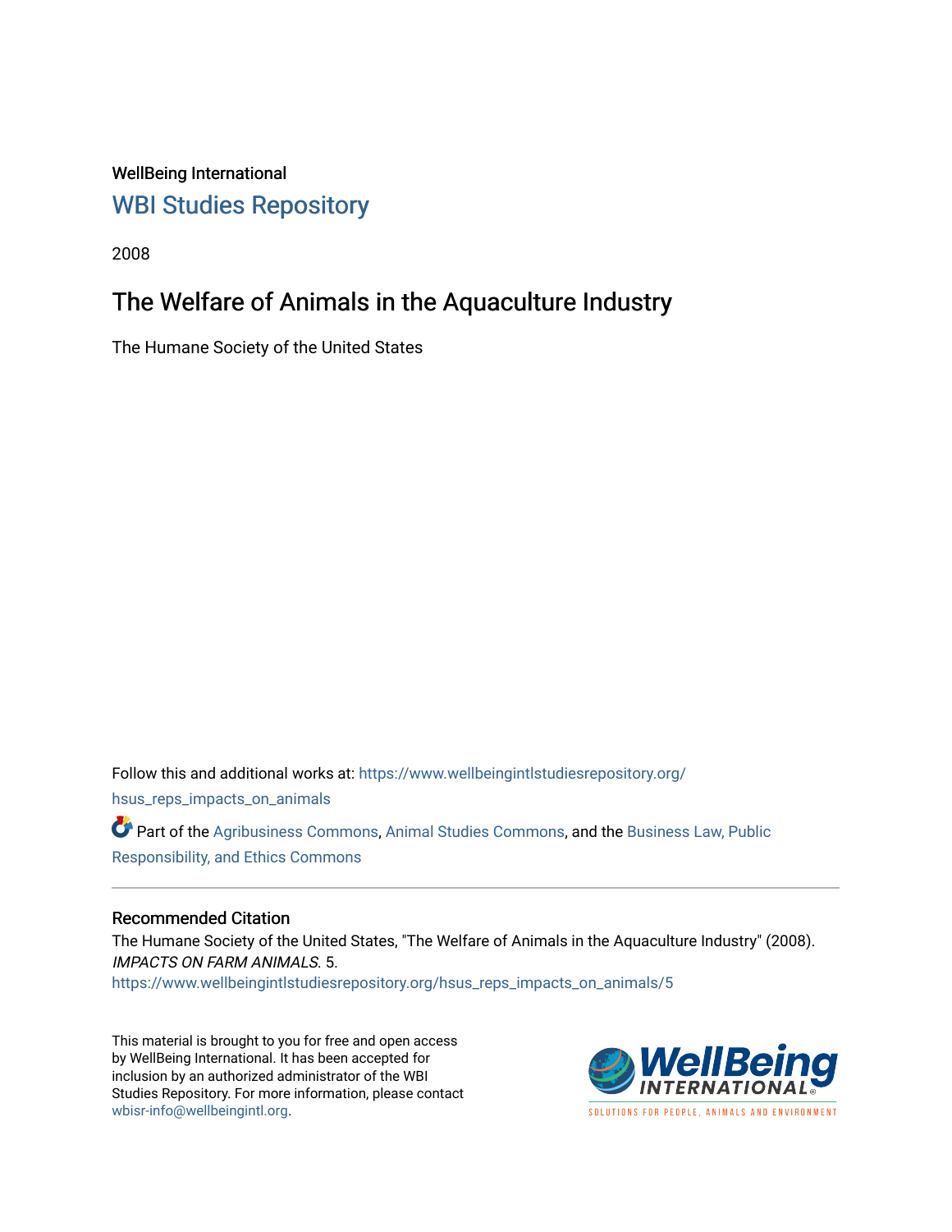WellBeing International

## WBI Studies Repository

2008

# The Welfare of Animals in the Aquaculture Industry

The Humane Society of the United States

Follow this and additional works at: https://www.wellbeingintlstudiesrepository.org/hsus_reps_impacts_on_animals

Part of the Agribusiness Commons, Animal Studies Commons, and the Business Law, Public Responsibility, and Ethics Commons

### Recommended Citation

The Humane Society of the United States, "The Welfare of Animals in the Aquaculture Industry" (2008). *IMPACTS ON FARM ANIMALS*. 5.
https://www.wellbeingintlstudiesrepository.org/hsus_reps_impacts_on_animals/5

This material is brought to you for free and open access by WellBeing International. It has been accepted for inclusion by an authorized administrator of the WBI Studies Repository. For more information, please contact wbisr-info@wellbeingintl.org.

WellBeing INTERNATIONAL

SOLUTIONS FOR PEOPLE, ANIMALS AND ENVIRONMENT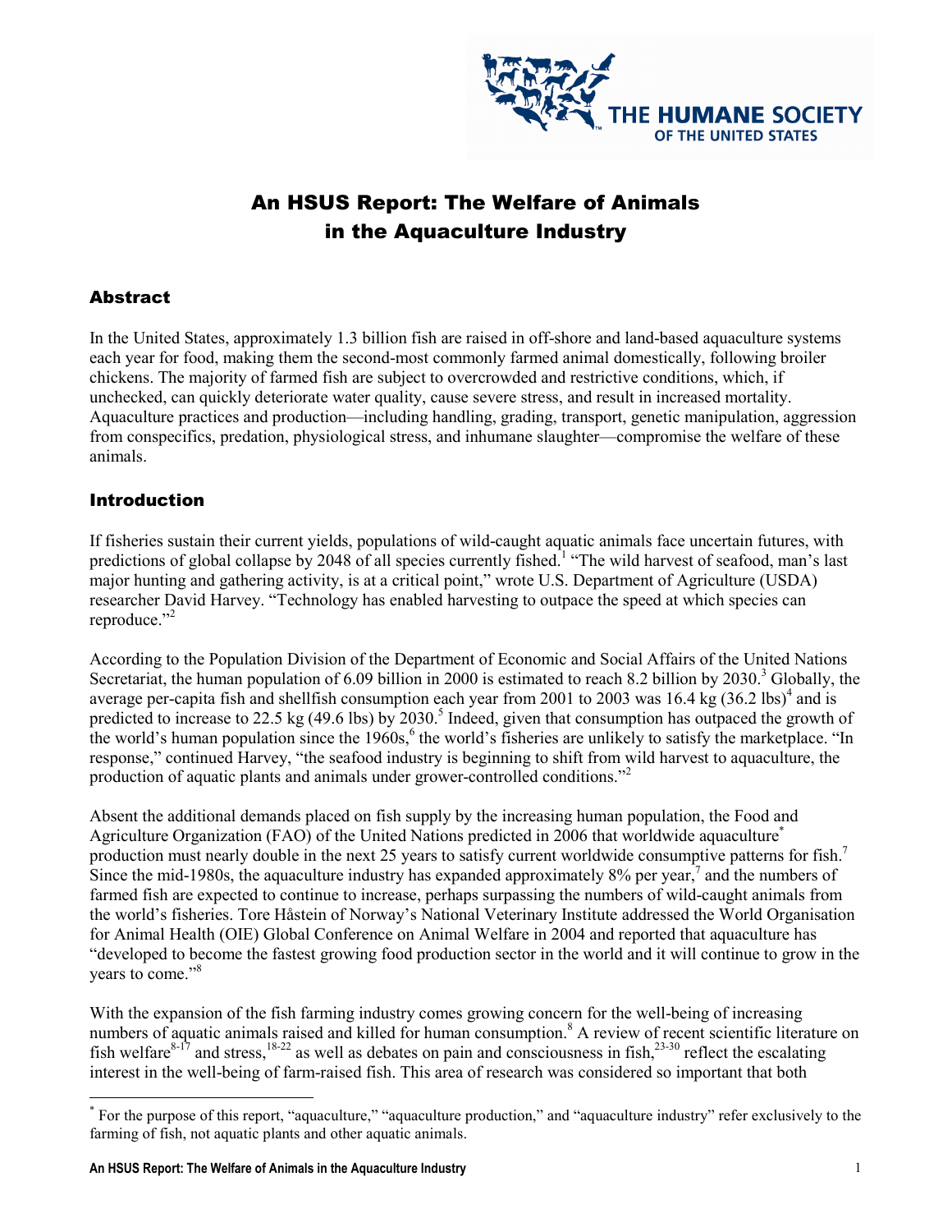# An HSUS Report: The Welfare of Animals in the Aquaculture Industry

## Abstract

In the United States, approximately 1.3 billion fish are raised in off-shore and land-based aquaculture systems each year for food, making them the second-most commonly farmed animal domestically, following broiler chickens. The majority of farmed fish are subject to overcrowded and restrictive conditions, which, if unchecked, can quickly deteriorate water quality, cause severe stress, and result in increased mortality. Aquaculture practices and production—including handling, grading, transport, genetic manipulation, aggression from conspecifics, predation, physiological stress, and inhumane slaughter—compromise the welfare of these animals.

## Introduction

If fisheries sustain their current yields, populations of wild-caught aquatic animals face uncertain futures, with predictions of global collapse by 2048 of all species currently fished.[1] "The wild harvest of seafood, man's last major hunting and gathering activity, is at a critical point," wrote U.S. Department of Agriculture (USDA) researcher David Harvey. "Technology has enabled harvesting to outpace the speed at which species can reproduce."[2]

According to the Population Division of the Department of Economic and Social Affairs of the United Nations Secretariat, the human population of 6.09 billion in 2000 is estimated to reach 8.2 billion by 2030.[3] Globally, the average per-capita fish and shellfish consumption each year from 2001 to 2003 was 16.4 kg (36.2 lbs)[4] and is predicted to increase to 22.5 kg (49.6 lbs) by 2030.[5] Indeed, given that consumption has outpaced the growth of the world's human population since the 1960s,[6] the world's fisheries are unlikely to satisfy the marketplace. "In response," continued Harvey, "the seafood industry is beginning to shift from wild harvest to aquaculture, the production of aquatic plants and animals under grower-controlled conditions."[2]

Absent the additional demands placed on fish supply by the increasing human population, the Food and Agriculture Organization (FAO) of the United Nations predicted in 2006 that worldwide aquaculture[*] production must nearly double in the next 25 years to satisfy current worldwide consumptive patterns for fish.[7] Since the mid-1980s, the aquaculture industry has expanded approximately 8% per year,[7] and the numbers of farmed fish are expected to continue to increase, perhaps surpassing the numbers of wild-caught animals from the world's fisheries. Tore Håstein of Norway's National Veterinary Institute addressed the World Organisation for Animal Health (OIE) Global Conference on Animal Welfare in 2004 and reported that aquaculture has "developed to become the fastest growing food production sector in the world and it will continue to grow in the years to come."[8]

With the expansion of the fish farming industry comes growing concern for the well-being of increasing numbers of aquatic animals raised and killed for human consumption.[8] A review of recent scientific literature on fish welfare[8-17] and stress,[18-22] as well as debates on pain and consciousness in fish,[23-30] reflect the escalating interest in the well-being of farm-raised fish. This area of research was considered so important that both

[*] For the purpose of this report, "aquaculture," "aquaculture production," and "aquaculture industry" refer exclusively to the farming of fish, not aquatic plants and other aquatic animals.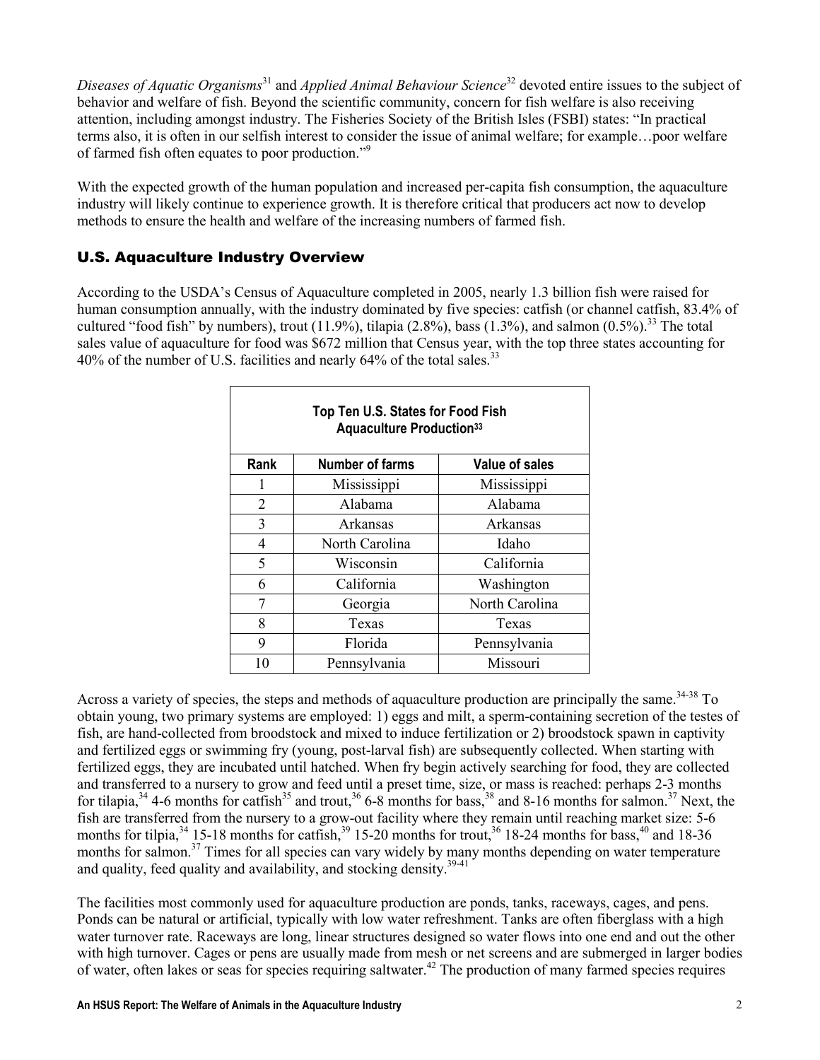*Diseases of Aquatic Organisms*[31] and *Applied Animal Behaviour Science*[32] devoted entire issues to the subject of behavior and welfare of fish. Beyond the scientific community, concern for fish welfare is also receiving attention, including amongst industry. The Fisheries Society of the British Isles (FSBI) states: "In practical terms also, it is often in our selfish interest to consider the issue of animal welfare; for example…poor welfare of farmed fish often equates to poor production."[9]

With the expected growth of the human population and increased per-capita fish consumption, the aquaculture industry will likely continue to experience growth. It is therefore critical that producers act now to develop methods to ensure the health and welfare of the increasing numbers of farmed fish.

## U.S. Aquaculture Industry Overview

According to the USDA's Census of Aquaculture completed in 2005, nearly 1.3 billion fish were raised for human consumption annually, with the industry dominated by five species: catfish (or channel catfish, 83.4% of cultured "food fish" by numbers), trout (11.9%), tilapia (2.8%), bass (1.3%), and salmon (0.5%).[33] The total sales value of aquaculture for food was $672 million that Census year, with the top three states accounting for 40% of the number of U.S. facilities and nearly 64% of the total sales.[33]

**Top Ten U.S. States for Food Fish Aquaculture Production[33]**

| Rank | Number of farms | Value of sales |
|---|---|---|
| 1 | Mississippi | Mississippi |
| 2 | Alabama | Alabama |
| 3 | Arkansas | Arkansas |
| 4 | North Carolina | Idaho |
| 5 | Wisconsin | California |
| 6 | California | Washington |
| 7 | Georgia | North Carolina |
| 8 | Texas | Texas |
| 9 | Florida | Pennsylvania |
| 10 | Pennsylvania | Missouri |

Across a variety of species, the steps and methods of aquaculture production are principally the same.[34-38] To obtain young, two primary systems are employed: 1) eggs and milt, a sperm-containing secretion of the testes of fish, are hand-collected from broodstock and mixed to induce fertilization or 2) broodstock spawn in captivity and fertilized eggs or swimming fry (young, post-larval fish) are subsequently collected. When starting with fertilized eggs, they are incubated until hatched. When fry begin actively searching for food, they are collected and transferred to a nursery to grow and feed until a preset time, size, or mass is reached: perhaps 2-3 months for tilapia,[34] 4-6 months for catfish[35] and trout,[36] 6-8 months for bass,[38] and 8-16 months for salmon.[37] Next, the fish are transferred from the nursery to a grow-out facility where they remain until reaching market size: 5-6 months for tilpia,[34] 15-18 months for catfish,[39] 15-20 months for trout,[36] 18-24 months for bass,[40] and 18-36 months for salmon.[37] Times for all species can vary widely by many months depending on water temperature and quality, feed quality and availability, and stocking density.[39-41]

The facilities most commonly used for aquaculture production are ponds, tanks, raceways, cages, and pens. Ponds can be natural or artificial, typically with low water refreshment. Tanks are often fiberglass with a high water turnover rate. Raceways are long, linear structures designed so water flows into one end and out the other with high turnover. Cages or pens are usually made from mesh or net screens and are submerged in larger bodies of water, often lakes or seas for species requiring saltwater.[42] The production of many farmed species requires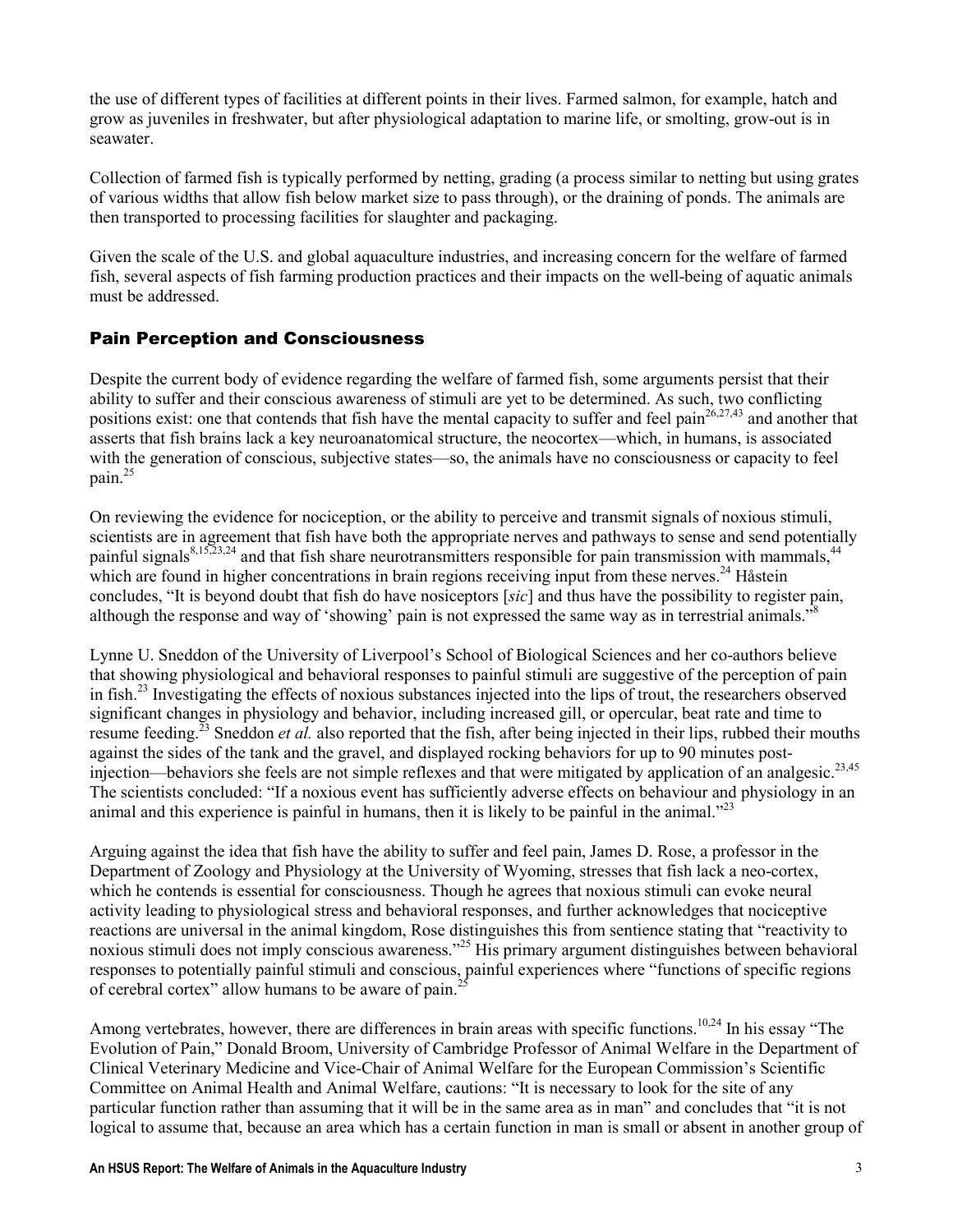the use of different types of facilities at different points in their lives. Farmed salmon, for example, hatch and grow as juveniles in freshwater, but after physiological adaptation to marine life, or smolting, grow-out is in seawater.

Collection of farmed fish is typically performed by netting, grading (a process similar to netting but using grates of various widths that allow fish below market size to pass through), or the draining of ponds. The animals are then transported to processing facilities for slaughter and packaging.

Given the scale of the U.S. and global aquaculture industries, and increasing concern for the welfare of farmed fish, several aspects of fish farming production practices and their impacts on the well-being of aquatic animals must be addressed.

## Pain Perception and Consciousness

Despite the current body of evidence regarding the welfare of farmed fish, some arguments persist that their ability to suffer and their conscious awareness of stimuli are yet to be determined. As such, two conflicting positions exist: one that contends that fish have the mental capacity to suffer and feel pain[26,27,43] and another that asserts that fish brains lack a key neuroanatomical structure, the neocortex—which, in humans, is associated with the generation of conscious, subjective states—so, the animals have no consciousness or capacity to feel pain.[25]

On reviewing the evidence for nociception, or the ability to perceive and transmit signals of noxious stimuli, scientists are in agreement that fish have both the appropriate nerves and pathways to sense and send potentially painful signals[8,15,23,24] and that fish share neurotransmitters responsible for pain transmission with mammals,[44] which are found in higher concentrations in brain regions receiving input from these nerves.[24] Håstein concludes, "It is beyond doubt that fish do have nosiceptors [*sic*] and thus have the possibility to register pain, although the response and way of 'showing' pain is not expressed the same way as in terrestrial animals."[8]

Lynne U. Sneddon of the University of Liverpool's School of Biological Sciences and her co-authors believe that showing physiological and behavioral responses to painful stimuli are suggestive of the perception of pain in fish.[23] Investigating the effects of noxious substances injected into the lips of trout, the researchers observed significant changes in physiology and behavior, including increased gill, or opercular, beat rate and time to resume feeding.[23] Sneddon *et al.* also reported that the fish, after being injected in their lips, rubbed their mouths against the sides of the tank and the gravel, and displayed rocking behaviors for up to 90 minutes post-injection—behaviors she feels are not simple reflexes and that were mitigated by application of an analgesic.[23,45] The scientists concluded: "If a noxious event has sufficiently adverse effects on behaviour and physiology in an animal and this experience is painful in humans, then it is likely to be painful in the animal."[23]

Arguing against the idea that fish have the ability to suffer and feel pain, James D. Rose, a professor in the Department of Zoology and Physiology at the University of Wyoming, stresses that fish lack a neo-cortex, which he contends is essential for consciousness. Though he agrees that noxious stimuli can evoke neural activity leading to physiological stress and behavioral responses, and further acknowledges that nociceptive reactions are universal in the animal kingdom, Rose distinguishes this from sentience stating that "reactivity to noxious stimuli does not imply conscious awareness."[25] His primary argument distinguishes between behavioral responses to potentially painful stimuli and conscious, painful experiences where "functions of specific regions of cerebral cortex" allow humans to be aware of pain.[25]

Among vertebrates, however, there are differences in brain areas with specific functions.[10,24] In his essay "The Evolution of Pain," Donald Broom, University of Cambridge Professor of Animal Welfare in the Department of Clinical Veterinary Medicine and Vice-Chair of Animal Welfare for the European Commission's Scientific Committee on Animal Health and Animal Welfare, cautions: "It is necessary to look for the site of any particular function rather than assuming that it will be in the same area as in man" and concludes that "it is not logical to assume that, because an area which has a certain function in man is small or absent in another group of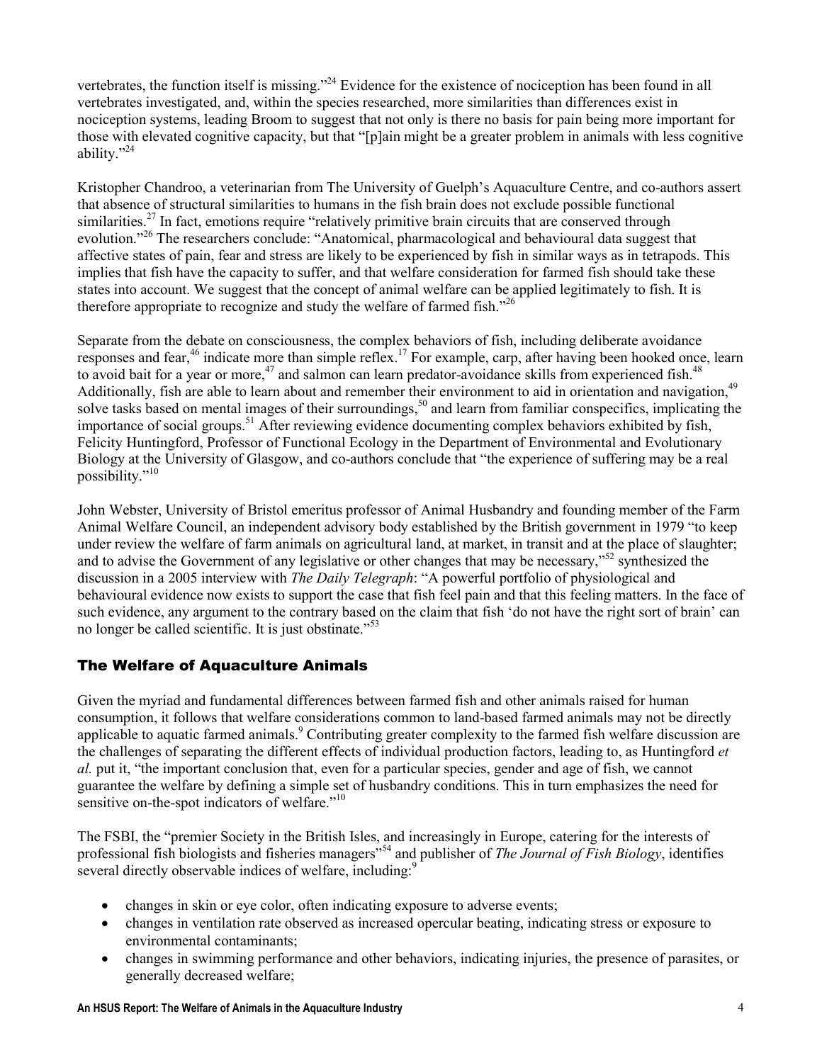vertebrates, the function itself is missing."[24] Evidence for the existence of nociception has been found in all vertebrates investigated, and, within the species researched, more similarities than differences exist in nociception systems, leading Broom to suggest that not only is there no basis for pain being more important for those with elevated cognitive capacity, but that "[p]ain might be a greater problem in animals with less cognitive ability."[24]

Kristopher Chandroo, a veterinarian from The University of Guelph's Aquaculture Centre, and co-authors assert that absence of structural similarities to humans in the fish brain does not exclude possible functional similarities.[27] In fact, emotions require "relatively primitive brain circuits that are conserved through evolution."[26] The researchers conclude: "Anatomical, pharmacological and behavioural data suggest that affective states of pain, fear and stress are likely to be experienced by fish in similar ways as in tetrapods. This implies that fish have the capacity to suffer, and that welfare consideration for farmed fish should take these states into account. We suggest that the concept of animal welfare can be applied legitimately to fish. It is therefore appropriate to recognize and study the welfare of farmed fish."[26]

Separate from the debate on consciousness, the complex behaviors of fish, including deliberate avoidance responses and fear,[46] indicate more than simple reflex.[17] For example, carp, after having been hooked once, learn to avoid bait for a year or more,[47] and salmon can learn predator-avoidance skills from experienced fish.[48] Additionally, fish are able to learn about and remember their environment to aid in orientation and navigation,[49] solve tasks based on mental images of their surroundings,[50] and learn from familiar conspecifics, implicating the importance of social groups.[51] After reviewing evidence documenting complex behaviors exhibited by fish, Felicity Huntingford, Professor of Functional Ecology in the Department of Environmental and Evolutionary Biology at the University of Glasgow, and co-authors conclude that "the experience of suffering may be a real possibility."[10]

John Webster, University of Bristol emeritus professor of Animal Husbandry and founding member of the Farm Animal Welfare Council, an independent advisory body established by the British government in 1979 "to keep under review the welfare of farm animals on agricultural land, at market, in transit and at the place of slaughter; and to advise the Government of any legislative or other changes that may be necessary,"[52] synthesized the discussion in a 2005 interview with *The Daily Telegraph*: "A powerful portfolio of physiological and behavioural evidence now exists to support the case that fish feel pain and that this feeling matters. In the face of such evidence, any argument to the contrary based on the claim that fish 'do not have the right sort of brain' can no longer be called scientific. It is just obstinate."[53]

## The Welfare of Aquaculture Animals

Given the myriad and fundamental differences between farmed fish and other animals raised for human consumption, it follows that welfare considerations common to land-based farmed animals may not be directly applicable to aquatic farmed animals.[9] Contributing greater complexity to the farmed fish welfare discussion are the challenges of separating the different effects of individual production factors, leading to, as Huntingford *et al.* put it, "the important conclusion that, even for a particular species, gender and age of fish, we cannot guarantee the welfare by defining a simple set of husbandry conditions. This in turn emphasizes the need for sensitive on-the-spot indicators of welfare."[10]

The FSBI, the "premier Society in the British Isles, and increasingly in Europe, catering for the interests of professional fish biologists and fisheries managers"[54] and publisher of *The Journal of Fish Biology*, identifies several directly observable indices of welfare, including:[9]

- changes in skin or eye color, often indicating exposure to adverse events;
- changes in ventilation rate observed as increased opercular beating, indicating stress or exposure to environmental contaminants;
- changes in swimming performance and other behaviors, indicating injuries, the presence of parasites, or generally decreased welfare;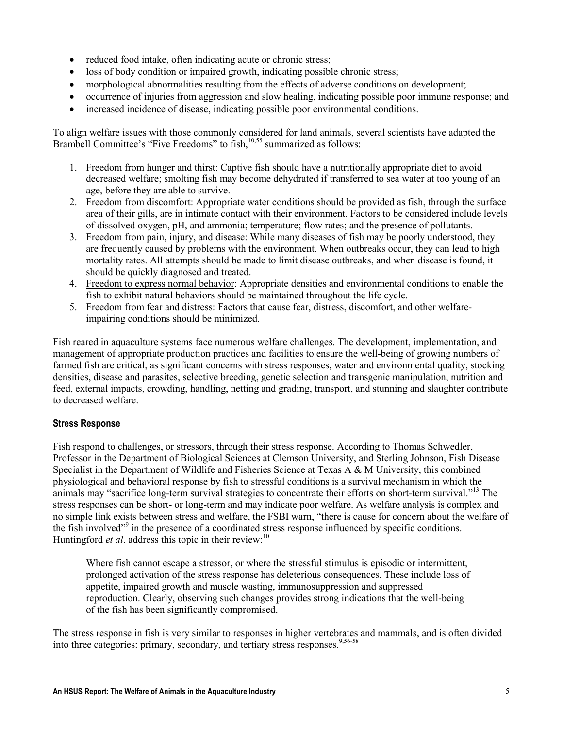- reduced food intake, often indicating acute or chronic stress;
- loss of body condition or impaired growth, indicating possible chronic stress;
- morphological abnormalities resulting from the effects of adverse conditions on development;
- occurrence of injuries from aggression and slow healing, indicating possible poor immune response; and
- increased incidence of disease, indicating possible poor environmental conditions.

To align welfare issues with those commonly considered for land animals, several scientists have adapted the Brambell Committee's "Five Freedoms" to fish,[10,55] summarized as follows:

1. Freedom from hunger and thirst: Captive fish should have a nutritionally appropriate diet to avoid decreased welfare; smolting fish may become dehydrated if transferred to sea water at too young of an age, before they are able to survive.
2. Freedom from discomfort: Appropriate water conditions should be provided as fish, through the surface area of their gills, are in intimate contact with their environment. Factors to be considered include levels of dissolved oxygen, pH, and ammonia; temperature; flow rates; and the presence of pollutants.
3. Freedom from pain, injury, and disease: While many diseases of fish may be poorly understood, they are frequently caused by problems with the environment. When outbreaks occur, they can lead to high mortality rates. All attempts should be made to limit disease outbreaks, and when disease is found, it should be quickly diagnosed and treated.
4. Freedom to express normal behavior: Appropriate densities and environmental conditions to enable the fish to exhibit natural behaviors should be maintained throughout the life cycle.
5. Freedom from fear and distress: Factors that cause fear, distress, discomfort, and other welfare-impairing conditions should be minimized.

Fish reared in aquaculture systems face numerous welfare challenges. The development, implementation, and management of appropriate production practices and facilities to ensure the well-being of growing numbers of farmed fish are critical, as significant concerns with stress responses, water and environmental quality, stocking densities, disease and parasites, selective breeding, genetic selection and transgenic manipulation, nutrition and feed, external impacts, crowding, handling, netting and grading, transport, and stunning and slaughter contribute to decreased welfare.

### Stress Response

Fish respond to challenges, or stressors, through their stress response. According to Thomas Schwedler, Professor in the Department of Biological Sciences at Clemson University, and Sterling Johnson, Fish Disease Specialist in the Department of Wildlife and Fisheries Science at Texas A & M University, this combined physiological and behavioral response by fish to stressful conditions is a survival mechanism in which the animals may "sacrifice long-term survival strategies to concentrate their efforts on short-term survival."[13] The stress responses can be short- or long-term and may indicate poor welfare. As welfare analysis is complex and no simple link exists between stress and welfare, the FSBI warn, "there is cause for concern about the welfare of the fish involved"[9] in the presence of a coordinated stress response influenced by specific conditions. Huntingford *et al*. address this topic in their review:[10]

> Where fish cannot escape a stressor, or where the stressful stimulus is episodic or intermittent, prolonged activation of the stress response has deleterious consequences. These include loss of appetite, impaired growth and muscle wasting, immunosuppression and suppressed reproduction. Clearly, observing such changes provides strong indications that the well-being of the fish has been significantly compromised.

The stress response in fish is very similar to responses in higher vertebrates and mammals, and is often divided into three categories: primary, secondary, and tertiary stress responses.[9,56-58]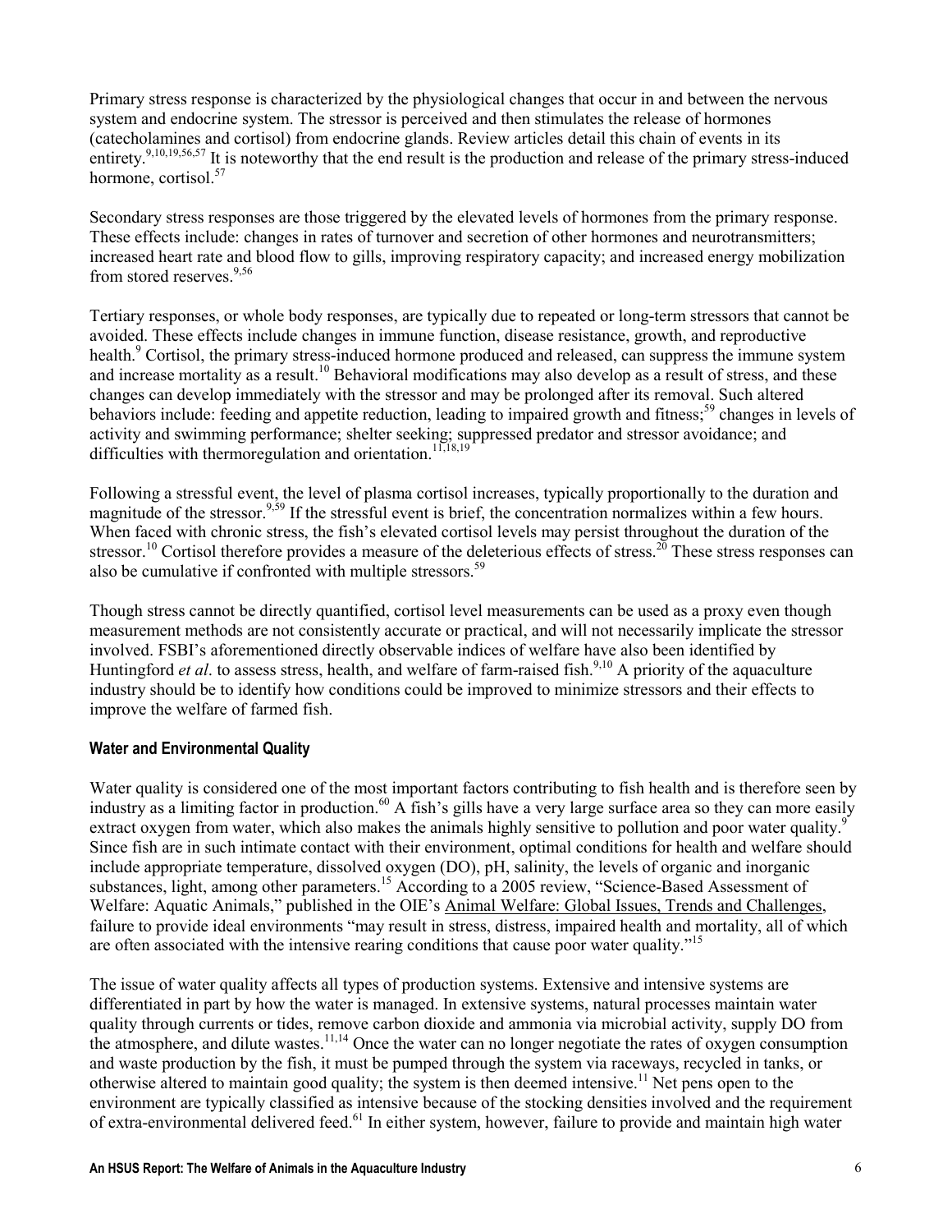Primary stress response is characterized by the physiological changes that occur in and between the nervous system and endocrine system. The stressor is perceived and then stimulates the release of hormones (catecholamines and cortisol) from endocrine glands. Review articles detail this chain of events in its entirety.[9,10,19,56,57] It is noteworthy that the end result is the production and release of the primary stress-induced hormone, cortisol.[57]

Secondary stress responses are those triggered by the elevated levels of hormones from the primary response. These effects include: changes in rates of turnover and secretion of other hormones and neurotransmitters; increased heart rate and blood flow to gills, improving respiratory capacity; and increased energy mobilization from stored reserves.[9,56]

Tertiary responses, or whole body responses, are typically due to repeated or long-term stressors that cannot be avoided. These effects include changes in immune function, disease resistance, growth, and reproductive health.[9] Cortisol, the primary stress-induced hormone produced and released, can suppress the immune system and increase mortality as a result.[10] Behavioral modifications may also develop as a result of stress, and these changes can develop immediately with the stressor and may be prolonged after its removal. Such altered behaviors include: feeding and appetite reduction, leading to impaired growth and fitness;[59] changes in levels of activity and swimming performance; shelter seeking; suppressed predator and stressor avoidance; and difficulties with thermoregulation and orientation.[11,18,19]

Following a stressful event, the level of plasma cortisol increases, typically proportionally to the duration and magnitude of the stressor.[9,59] If the stressful event is brief, the concentration normalizes within a few hours. When faced with chronic stress, the fish's elevated cortisol levels may persist throughout the duration of the stressor.[10] Cortisol therefore provides a measure of the deleterious effects of stress.[20] These stress responses can also be cumulative if confronted with multiple stressors.[59]

Though stress cannot be directly quantified, cortisol level measurements can be used as a proxy even though measurement methods are not consistently accurate or practical, and will not necessarily implicate the stressor involved. FSBI's aforementioned directly observable indices of welfare have also been identified by Huntingford *et al*. to assess stress, health, and welfare of farm-raised fish.[9,10] A priority of the aquaculture industry should be to identify how conditions could be improved to minimize stressors and their effects to improve the welfare of farmed fish.

### Water and Environmental Quality

Water quality is considered one of the most important factors contributing to fish health and is therefore seen by industry as a limiting factor in production.[60] A fish's gills have a very large surface area so they can more easily extract oxygen from water, which also makes the animals highly sensitive to pollution and poor water quality.[9] Since fish are in such intimate contact with their environment, optimal conditions for health and welfare should include appropriate temperature, dissolved oxygen (DO), pH, salinity, the levels of organic and inorganic substances, light, among other parameters.[15] According to a 2005 review, "Science-Based Assessment of Welfare: Aquatic Animals," published in the OIE's Animal Welfare: Global Issues, Trends and Challenges, failure to provide ideal environments "may result in stress, distress, impaired health and mortality, all of which are often associated with the intensive rearing conditions that cause poor water quality."[15]

The issue of water quality affects all types of production systems. Extensive and intensive systems are differentiated in part by how the water is managed. In extensive systems, natural processes maintain water quality through currents or tides, remove carbon dioxide and ammonia via microbial activity, supply DO from the atmosphere, and dilute wastes.[11,14] Once the water can no longer negotiate the rates of oxygen consumption and waste production by the fish, it must be pumped through the system via raceways, recycled in tanks, or otherwise altered to maintain good quality; the system is then deemed intensive.[11] Net pens open to the environment are typically classified as intensive because of the stocking densities involved and the requirement of extra-environmental delivered feed.[61] In either system, however, failure to provide and maintain high water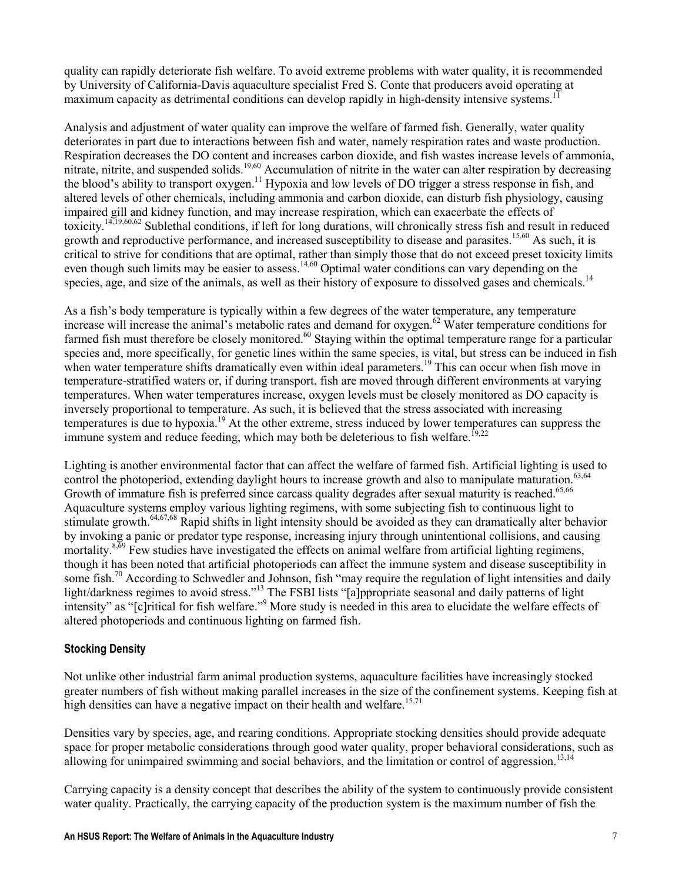quality can rapidly deteriorate fish welfare. To avoid extreme problems with water quality, it is recommended by University of California-Davis aquaculture specialist Fred S. Conte that producers avoid operating at maximum capacity as detrimental conditions can develop rapidly in high-density intensive systems.[11]

Analysis and adjustment of water quality can improve the welfare of farmed fish. Generally, water quality deteriorates in part due to interactions between fish and water, namely respiration rates and waste production. Respiration decreases the DO content and increases carbon dioxide, and fish wastes increase levels of ammonia, nitrate, nitrite, and suspended solids.[19,60] Accumulation of nitrite in the water can alter respiration by decreasing the blood's ability to transport oxygen.[11] Hypoxia and low levels of DO trigger a stress response in fish, and altered levels of other chemicals, including ammonia and carbon dioxide, can disturb fish physiology, causing impaired gill and kidney function, and may increase respiration, which can exacerbate the effects of toxicity.[14,19,60,62] Sublethal conditions, if left for long durations, will chronically stress fish and result in reduced growth and reproductive performance, and increased susceptibility to disease and parasites.[15,60] As such, it is critical to strive for conditions that are optimal, rather than simply those that do not exceed preset toxicity limits even though such limits may be easier to assess.[14,60] Optimal water conditions can vary depending on the species, age, and size of the animals, as well as their history of exposure to dissolved gases and chemicals.[14]

As a fish's body temperature is typically within a few degrees of the water temperature, any temperature increase will increase the animal's metabolic rates and demand for oxygen.[62] Water temperature conditions for farmed fish must therefore be closely monitored.[60] Staying within the optimal temperature range for a particular species and, more specifically, for genetic lines within the same species, is vital, but stress can be induced in fish when water temperature shifts dramatically even within ideal parameters.[19] This can occur when fish move in temperature-stratified waters or, if during transport, fish are moved through different environments at varying temperatures. When water temperatures increase, oxygen levels must be closely monitored as DO capacity is inversely proportional to temperature. As such, it is believed that the stress associated with increasing temperatures is due to hypoxia.[19] At the other extreme, stress induced by lower temperatures can suppress the immune system and reduce feeding, which may both be deleterious to fish welfare.[19,22]

Lighting is another environmental factor that can affect the welfare of farmed fish. Artificial lighting is used to control the photoperiod, extending daylight hours to increase growth and also to manipulate maturation.[63,64] Growth of immature fish is preferred since carcass quality degrades after sexual maturity is reached.[65,66] Aquaculture systems employ various lighting regimens, with some subjecting fish to continuous light to stimulate growth.[64,67,68] Rapid shifts in light intensity should be avoided as they can dramatically alter behavior by invoking a panic or predator type response, increasing injury through unintentional collisions, and causing mortality.[8,69] Few studies have investigated the effects on animal welfare from artificial lighting regimens, though it has been noted that artificial photoperiods can affect the immune system and disease susceptibility in some fish.[70] According to Schwedler and Johnson, fish "may require the regulation of light intensities and daily light/darkness regimes to avoid stress."[13] The FSBI lists "[a]ppropriate seasonal and daily patterns of light intensity" as "[c]ritical for fish welfare."[9] More study is needed in this area to elucidate the welfare effects of altered photoperiods and continuous lighting on farmed fish.

### Stocking Density

Not unlike other industrial farm animal production systems, aquaculture facilities have increasingly stocked greater numbers of fish without making parallel increases in the size of the confinement systems. Keeping fish at high densities can have a negative impact on their health and welfare.[15,71]

Densities vary by species, age, and rearing conditions. Appropriate stocking densities should provide adequate space for proper metabolic considerations through good water quality, proper behavioral considerations, such as allowing for unimpaired swimming and social behaviors, and the limitation or control of aggression.[13,14]

Carrying capacity is a density concept that describes the ability of the system to continuously provide consistent water quality. Practically, the carrying capacity of the production system is the maximum number of fish the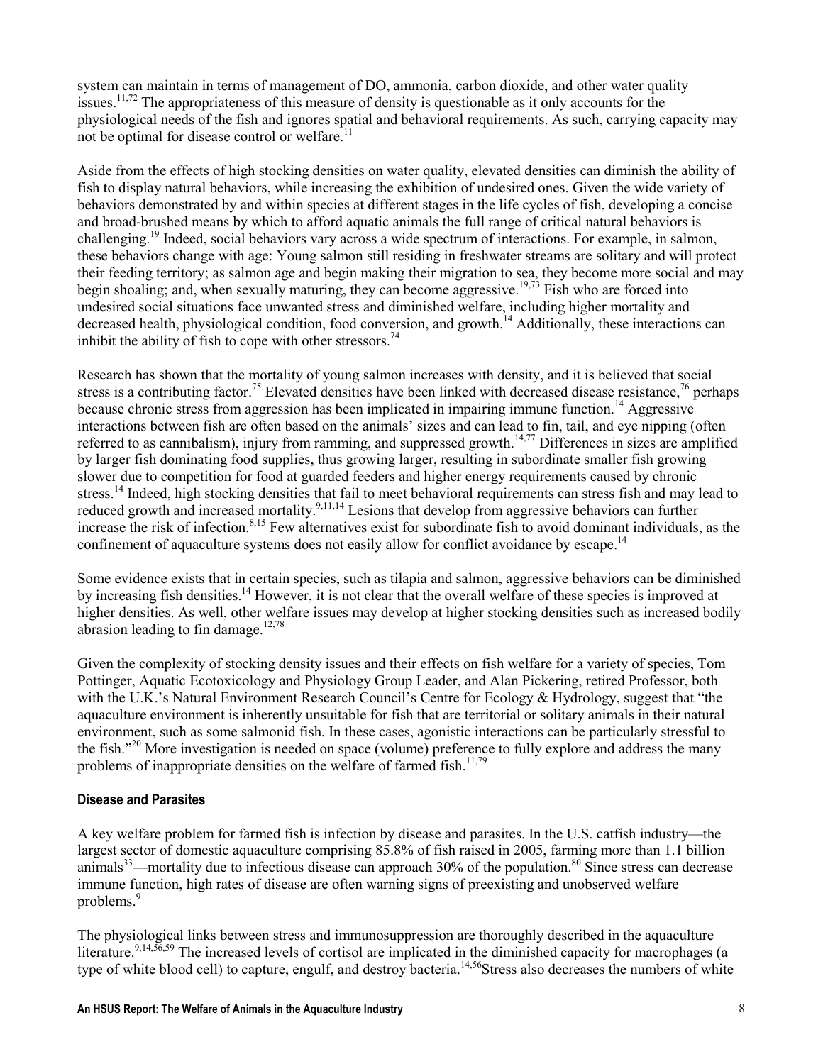system can maintain in terms of management of DO, ammonia, carbon dioxide, and other water quality issues.[11,72] The appropriateness of this measure of density is questionable as it only accounts for the physiological needs of the fish and ignores spatial and behavioral requirements. As such, carrying capacity may not be optimal for disease control or welfare.[11]

Aside from the effects of high stocking densities on water quality, elevated densities can diminish the ability of fish to display natural behaviors, while increasing the exhibition of undesired ones. Given the wide variety of behaviors demonstrated by and within species at different stages in the life cycles of fish, developing a concise and broad-brushed means by which to afford aquatic animals the full range of critical natural behaviors is challenging.[19] Indeed, social behaviors vary across a wide spectrum of interactions. For example, in salmon, these behaviors change with age: Young salmon still residing in freshwater streams are solitary and will protect their feeding territory; as salmon age and begin making their migration to sea, they become more social and may begin shoaling; and, when sexually maturing, they can become aggressive.[19,73] Fish who are forced into undesired social situations face unwanted stress and diminished welfare, including higher mortality and decreased health, physiological condition, food conversion, and growth.[14] Additionally, these interactions can inhibit the ability of fish to cope with other stressors.[74]

Research has shown that the mortality of young salmon increases with density, and it is believed that social stress is a contributing factor.[75] Elevated densities have been linked with decreased disease resistance,[76] perhaps because chronic stress from aggression has been implicated in impairing immune function.[14] Aggressive interactions between fish are often based on the animals' sizes and can lead to fin, tail, and eye nipping (often referred to as cannibalism), injury from ramming, and suppressed growth.[14,77] Differences in sizes are amplified by larger fish dominating food supplies, thus growing larger, resulting in subordinate smaller fish growing slower due to competition for food at guarded feeders and higher energy requirements caused by chronic stress.[14] Indeed, high stocking densities that fail to meet behavioral requirements can stress fish and may lead to reduced growth and increased mortality.[9,11,14] Lesions that develop from aggressive behaviors can further increase the risk of infection.[8,15] Few alternatives exist for subordinate fish to avoid dominant individuals, as the confinement of aquaculture systems does not easily allow for conflict avoidance by escape.[14]

Some evidence exists that in certain species, such as tilapia and salmon, aggressive behaviors can be diminished by increasing fish densities.[14] However, it is not clear that the overall welfare of these species is improved at higher densities. As well, other welfare issues may develop at higher stocking densities such as increased bodily abrasion leading to fin damage.[12,78]

Given the complexity of stocking density issues and their effects on fish welfare for a variety of species, Tom Pottinger, Aquatic Ecotoxicology and Physiology Group Leader, and Alan Pickering, retired Professor, both with the U.K.'s Natural Environment Research Council's Centre for Ecology & Hydrology, suggest that "the aquaculture environment is inherently unsuitable for fish that are territorial or solitary animals in their natural environment, such as some salmonid fish. In these cases, agonistic interactions can be particularly stressful to the fish."[20] More investigation is needed on space (volume) preference to fully explore and address the many problems of inappropriate densities on the welfare of farmed fish.[11,79]

#### Disease and Parasites

A key welfare problem for farmed fish is infection by disease and parasites. In the U.S. catfish industry—the largest sector of domestic aquaculture comprising 85.8% of fish raised in 2005, farming more than 1.1 billion animals[33]—mortality due to infectious disease can approach 30% of the population.[80] Since stress can decrease immune function, high rates of disease are often warning signs of preexisting and unobserved welfare problems.[9]

The physiological links between stress and immunosuppression are thoroughly described in the aquaculture literature.[9,14,56,59] The increased levels of cortisol are implicated in the diminished capacity for macrophages (a type of white blood cell) to capture, engulf, and destroy bacteria.[14,56]Stress also decreases the numbers of white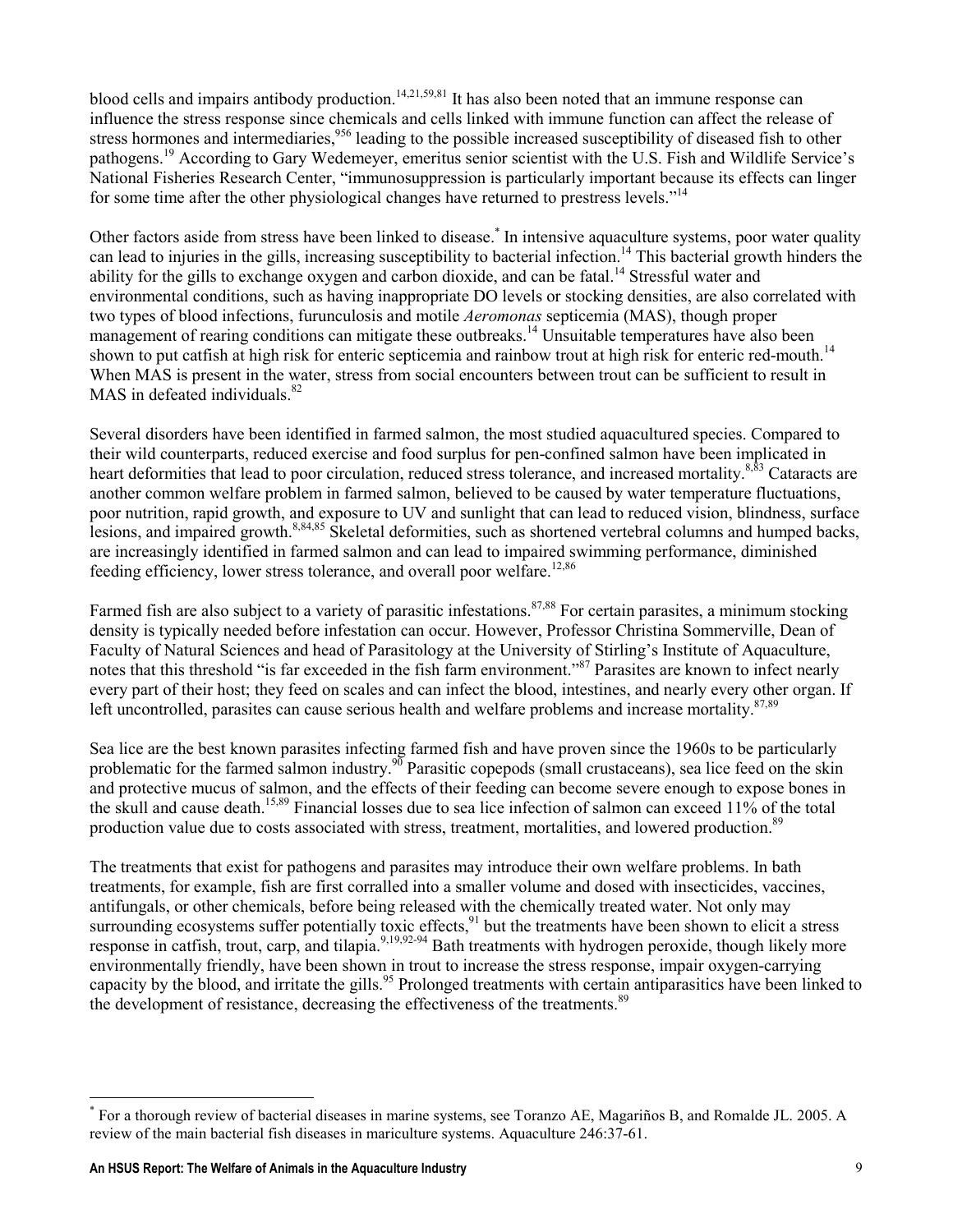blood cells and impairs antibody production.[14,21,59,81] It has also been noted that an immune response can influence the stress response since chemicals and cells linked with immune function can affect the release of stress hormones and intermediaries,[956] leading to the possible increased susceptibility of diseased fish to other pathogens.[19] According to Gary Wedemeyer, emeritus senior scientist with the U.S. Fish and Wildlife Service's National Fisheries Research Center, "immunosuppression is particularly important because its effects can linger for some time after the other physiological changes have returned to prestress levels."[14]

Other factors aside from stress have been linked to disease.[*] In intensive aquaculture systems, poor water quality can lead to injuries in the gills, increasing susceptibility to bacterial infection.[14] This bacterial growth hinders the ability for the gills to exchange oxygen and carbon dioxide, and can be fatal.[14] Stressful water and environmental conditions, such as having inappropriate DO levels or stocking densities, are also correlated with two types of blood infections, furunculosis and motile *Aeromonas* septicemia (MAS), though proper management of rearing conditions can mitigate these outbreaks.[14] Unsuitable temperatures have also been shown to put catfish at high risk for enteric septicemia and rainbow trout at high risk for enteric red-mouth.[14] When MAS is present in the water, stress from social encounters between trout can be sufficient to result in MAS in defeated individuals.[82]

Several disorders have been identified in farmed salmon, the most studied aquacultured species. Compared to their wild counterparts, reduced exercise and food surplus for pen-confined salmon have been implicated in heart deformities that lead to poor circulation, reduced stress tolerance, and increased mortality.[8,83] Cataracts are another common welfare problem in farmed salmon, believed to be caused by water temperature fluctuations, poor nutrition, rapid growth, and exposure to UV and sunlight that can lead to reduced vision, blindness, surface lesions, and impaired growth.[8,84,85] Skeletal deformities, such as shortened vertebral columns and humped backs, are increasingly identified in farmed salmon and can lead to impaired swimming performance, diminished feeding efficiency, lower stress tolerance, and overall poor welfare.[12,86]

Farmed fish are also subject to a variety of parasitic infestations.[87,88] For certain parasites, a minimum stocking density is typically needed before infestation can occur. However, Professor Christina Sommerville, Dean of Faculty of Natural Sciences and head of Parasitology at the University of Stirling's Institute of Aquaculture, notes that this threshold "is far exceeded in the fish farm environment."[87] Parasites are known to infect nearly every part of their host; they feed on scales and can infect the blood, intestines, and nearly every other organ. If left uncontrolled, parasites can cause serious health and welfare problems and increase mortality.[87,89]

Sea lice are the best known parasites infecting farmed fish and have proven since the 1960s to be particularly problematic for the farmed salmon industry.[90] Parasitic copepods (small crustaceans), sea lice feed on the skin and protective mucus of salmon, and the effects of their feeding can become severe enough to expose bones in the skull and cause death.[15,89] Financial losses due to sea lice infection of salmon can exceed 11% of the total production value due to costs associated with stress, treatment, mortalities, and lowered production.[89]

The treatments that exist for pathogens and parasites may introduce their own welfare problems. In bath treatments, for example, fish are first corralled into a smaller volume and dosed with insecticides, vaccines, antifungals, or other chemicals, before being released with the chemically treated water. Not only may surrounding ecosystems suffer potentially toxic effects,[91] but the treatments have been shown to elicit a stress response in catfish, trout, carp, and tilapia.[9,19,92-94] Bath treatments with hydrogen peroxide, though likely more environmentally friendly, have been shown in trout to increase the stress response, impair oxygen-carrying capacity by the blood, and irritate the gills.[95] Prolonged treatments with certain antiparasitics have been linked to the development of resistance, decreasing the effectiveness of the treatments.[89]

---

[*] For a thorough review of bacterial diseases in marine systems, see Toranzo AE, Magariños B, and Romalde JL. 2005. A review of the main bacterial fish diseases in mariculture systems. Aquaculture 246:37-61.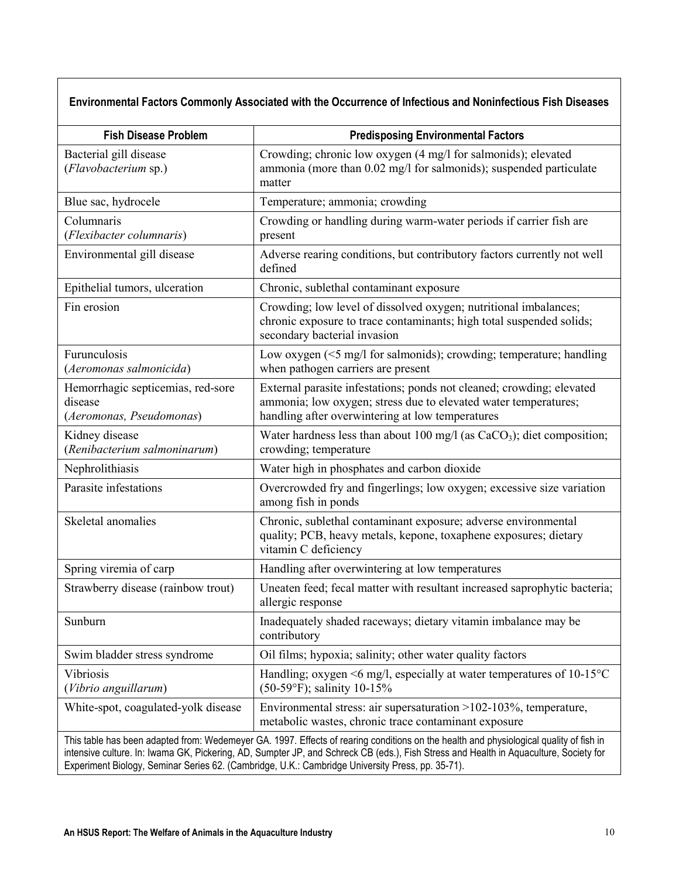**Environmental Factors Commonly Associated with the Occurrence of Infectious and Noninfectious Fish Diseases**

| Fish Disease Problem | Predisposing Environmental Factors |
|---|---|
| Bacterial gill disease (*Flavobacterium* sp.) | Crowding; chronic low oxygen (4 mg/l for salmonids); elevated ammonia (more than 0.02 mg/l for salmonids); suspended particulate matter |
| Blue sac, hydrocele | Temperature; ammonia; crowding |
| Columnaris (*Flexibacter columnaris*) | Crowding or handling during warm-water periods if carrier fish are present |
| Environmental gill disease | Adverse rearing conditions, but contributory factors currently not well defined |
| Epithelial tumors, ulceration | Chronic, sublethal contaminant exposure |
| Fin erosion | Crowding; low level of dissolved oxygen; nutritional imbalances; chronic exposure to trace contaminants; high total suspended solids; secondary bacterial invasion |
| Furunculosis (*Aeromonas salmonicida*) | Low oxygen (<5 mg/l for salmonids); crowding; temperature; handling when pathogen carriers are present |
| Hemorrhagic septicemias, red-sore disease (*Aeromonas, Pseudomonas*) | External parasite infestations; ponds not cleaned; crowding; elevated ammonia; low oxygen; stress due to elevated water temperatures; handling after overwintering at low temperatures |
| Kidney disease (*Renibacterium salmoninarum*) | Water hardness less than about 100 mg/l (as $CaCO_3$); diet composition; crowding; temperature |
| Nephrolithiasis | Water high in phosphates and carbon dioxide |
| Parasite infestations | Overcrowded fry and fingerlings; low oxygen; excessive size variation among fish in ponds |
| Skeletal anomalies | Chronic, sublethal contaminant exposure; adverse environmental quality; PCB, heavy metals, kepone, toxaphene exposures; dietary vitamin C deficiency |
| Spring viremia of carp | Handling after overwintering at low temperatures |
| Strawberry disease (rainbow trout) | Uneaten feed; fecal matter with resultant increased saprophytic bacteria; allergic response |
| Sunburn | Inadequately shaded raceways; dietary vitamin imbalance may be contributory |
| Swim bladder stress syndrome | Oil films; hypoxia; salinity; other water quality factors |
| Vibriosis (*Vibrio anguillarum*) | Handling; oxygen <6 mg/l, especially at water temperatures of 10-15°C (50-59°F); salinity 10-15% |
| White-spot, coagulated-yolk disease | Environmental stress: air supersaturation >102-103%, temperature, metabolic wastes, chronic trace contaminant exposure |

This table has been adapted from: Wedemeyer GA. 1997. Effects of rearing conditions on the health and physiological quality of fish in intensive culture. In: Iwama GK, Pickering, AD, Sumpter JP, and Schreck CB (eds.), Fish Stress and Health in Aquaculture, Society for Experiment Biology, Seminar Series 62. (Cambridge, U.K.: Cambridge University Press, pp. 35-71).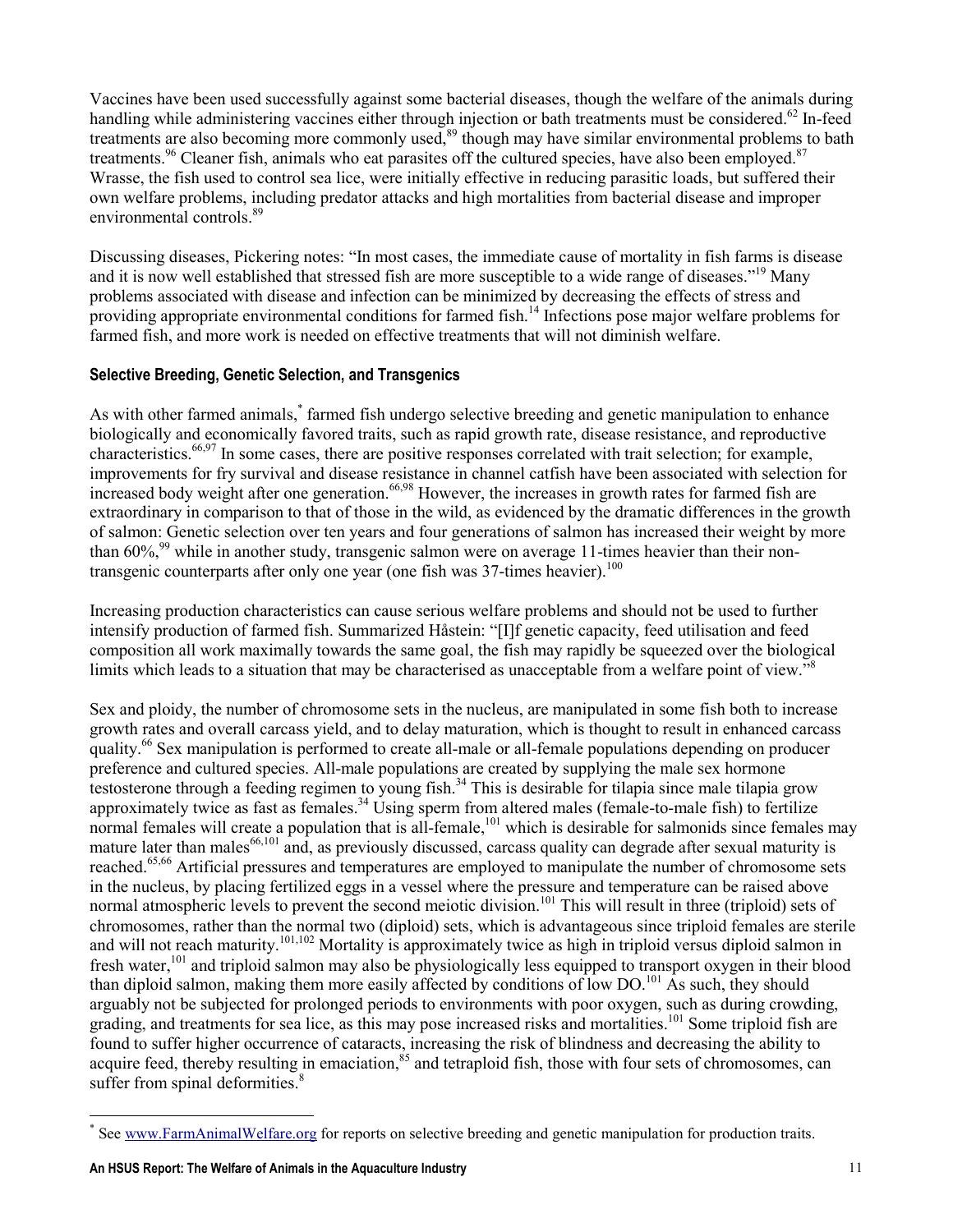Vaccines have been used successfully against some bacterial diseases, though the welfare of the animals during handling while administering vaccines either through injection or bath treatments must be considered.[62] In-feed treatments are also becoming more commonly used,[89] though may have similar environmental problems to bath treatments.[96] Cleaner fish, animals who eat parasites off the cultured species, have also been employed.[87] Wrasse, the fish used to control sea lice, were initially effective in reducing parasitic loads, but suffered their own welfare problems, including predator attacks and high mortalities from bacterial disease and improper environmental controls.[89]

Discussing diseases, Pickering notes: "In most cases, the immediate cause of mortality in fish farms is disease and it is now well established that stressed fish are more susceptible to a wide range of diseases."[19] Many problems associated with disease and infection can be minimized by decreasing the effects of stress and providing appropriate environmental conditions for farmed fish.[14] Infections pose major welfare problems for farmed fish, and more work is needed on effective treatments that will not diminish welfare.

### Selective Breeding, Genetic Selection, and Transgenics

As with other farmed animals,* farmed fish undergo selective breeding and genetic manipulation to enhance biologically and economically favored traits, such as rapid growth rate, disease resistance, and reproductive characteristics.[66,97] In some cases, there are positive responses correlated with trait selection; for example, improvements for fry survival and disease resistance in channel catfish have been associated with selection for increased body weight after one generation.[66,98] However, the increases in growth rates for farmed fish are extraordinary in comparison to that of those in the wild, as evidenced by the dramatic differences in the growth of salmon: Genetic selection over ten years and four generations of salmon has increased their weight by more than 60%,[99] while in another study, transgenic salmon were on average 11-times heavier than their non-transgenic counterparts after only one year (one fish was 37-times heavier).[100]

Increasing production characteristics can cause serious welfare problems and should not be used to further intensify production of farmed fish. Summarized Håstein: "[I]f genetic capacity, feed utilisation and feed composition all work maximally towards the same goal, the fish may rapidly be squeezed over the biological limits which leads to a situation that may be characterised as unacceptable from a welfare point of view."[8]

Sex and ploidy, the number of chromosome sets in the nucleus, are manipulated in some fish both to increase growth rates and overall carcass yield, and to delay maturation, which is thought to result in enhanced carcass quality.[66] Sex manipulation is performed to create all-male or all-female populations depending on producer preference and cultured species. All-male populations are created by supplying the male sex hormone testosterone through a feeding regimen to young fish.[34] This is desirable for tilapia since male tilapia grow approximately twice as fast as females.[34] Using sperm from altered males (female-to-male fish) to fertilize normal females will create a population that is all-female,[101] which is desirable for salmonids since females may mature later than males[66,101] and, as previously discussed, carcass quality can degrade after sexual maturity is reached.[65,66] Artificial pressures and temperatures are employed to manipulate the number of chromosome sets in the nucleus, by placing fertilized eggs in a vessel where the pressure and temperature can be raised above normal atmospheric levels to prevent the second meiotic division.[101] This will result in three (triploid) sets of chromosomes, rather than the normal two (diploid) sets, which is advantageous since triploid females are sterile and will not reach maturity.[101,102] Mortality is approximately twice as high in triploid versus diploid salmon in fresh water,[101] and triploid salmon may also be physiologically less equipped to transport oxygen in their blood than diploid salmon, making them more easily affected by conditions of low DO.[101] As such, they should arguably not be subjected for prolonged periods to environments with poor oxygen, such as during crowding, grading, and treatments for sea lice, as this may pose increased risks and mortalities.[101] Some triploid fish are found to suffer higher occurrence of cataracts, increasing the risk of blindness and decreasing the ability to acquire feed, thereby resulting in emaciation,[85] and tetraploid fish, those with four sets of chromosomes, can suffer from spinal deformities.[8]

---

* See www.FarmAnimalWelfare.org for reports on selective breeding and genetic manipulation for production traits.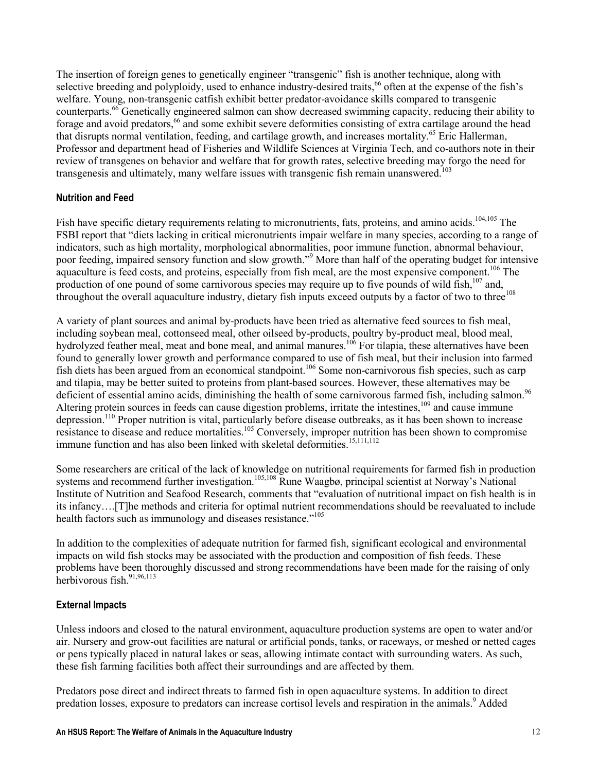The insertion of foreign genes to genetically engineer "transgenic" fish is another technique, along with selective breeding and polyploidy, used to enhance industry-desired traits,[66] often at the expense of the fish's welfare. Young, non-transgenic catfish exhibit better predator-avoidance skills compared to transgenic counterparts.[66] Genetically engineered salmon can show decreased swimming capacity, reducing their ability to forage and avoid predators,[66] and some exhibit severe deformities consisting of extra cartilage around the head that disrupts normal ventilation, feeding, and cartilage growth, and increases mortality.[65] Eric Hallerman, Professor and department head of Fisheries and Wildlife Sciences at Virginia Tech, and co-authors note in their review of transgenes on behavior and welfare that for growth rates, selective breeding may forgo the need for transgenesis and ultimately, many welfare issues with transgenic fish remain unanswered.[103]

### Nutrition and Feed

Fish have specific dietary requirements relating to micronutrients, fats, proteins, and amino acids.[104,105] The FSBI report that "diets lacking in critical micronutrients impair welfare in many species, according to a range of indicators, such as high mortality, morphological abnormalities, poor immune function, abnormal behaviour, poor feeding, impaired sensory function and slow growth."[9] More than half of the operating budget for intensive aquaculture is feed costs, and proteins, especially from fish meal, are the most expensive component.[106] The production of one pound of some carnivorous species may require up to five pounds of wild fish,[107] and, throughout the overall aquaculture industry, dietary fish inputs exceed outputs by a factor of two to three[108]

A variety of plant sources and animal by-products have been tried as alternative feed sources to fish meal, including soybean meal, cottonseed meal, other oilseed by-products, poultry by-product meal, blood meal, hydrolyzed feather meal, meat and bone meal, and animal manures.[106] For tilapia, these alternatives have been found to generally lower growth and performance compared to use of fish meal, but their inclusion into farmed fish diets has been argued from an economical standpoint.[106] Some non-carnivorous fish species, such as carp and tilapia, may be better suited to proteins from plant-based sources. However, these alternatives may be deficient of essential amino acids, diminishing the health of some carnivorous farmed fish, including salmon.[96] Altering protein sources in feeds can cause digestion problems, irritate the intestines,[109] and cause immune depression.[110] Proper nutrition is vital, particularly before disease outbreaks, as it has been shown to increase resistance to disease and reduce mortalities.[105] Conversely, improper nutrition has been shown to compromise immune function and has also been linked with skeletal deformities.[15,111,112]

Some researchers are critical of the lack of knowledge on nutritional requirements for farmed fish in production systems and recommend further investigation.[105,108] Rune Waagbø, principal scientist at Norway's National Institute of Nutrition and Seafood Research, comments that "evaluation of nutritional impact on fish health is in its infancy….[T]he methods and criteria for optimal nutrient recommendations should be reevaluated to include health factors such as immunology and diseases resistance."[105]

In addition to the complexities of adequate nutrition for farmed fish, significant ecological and environmental impacts on wild fish stocks may be associated with the production and composition of fish feeds. These problems have been thoroughly discussed and strong recommendations have been made for the raising of only herbivorous fish.[91,96,113]

### External Impacts

Unless indoors and closed to the natural environment, aquaculture production systems are open to water and/or air. Nursery and grow-out facilities are natural or artificial ponds, tanks, or raceways, or meshed or netted cages or pens typically placed in natural lakes or seas, allowing intimate contact with surrounding waters. As such, these fish farming facilities both affect their surroundings and are affected by them.

Predators pose direct and indirect threats to farmed fish in open aquaculture systems. In addition to direct predation losses, exposure to predators can increase cortisol levels and respiration in the animals.[9] Added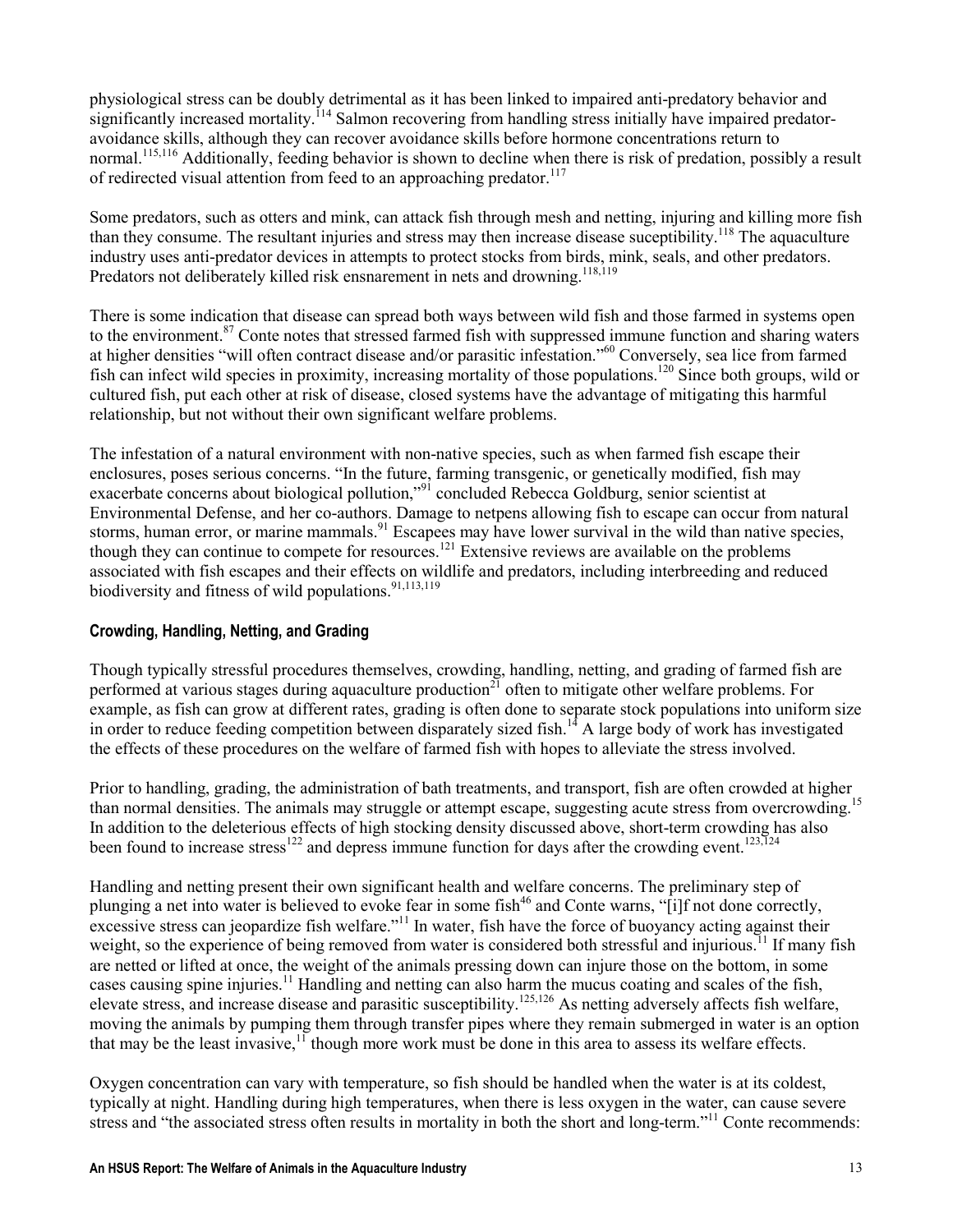physiological stress can be doubly detrimental as it has been linked to impaired anti-predatory behavior and significantly increased mortality.[114] Salmon recovering from handling stress initially have impaired predator-avoidance skills, although they can recover avoidance skills before hormone concentrations return to normal.[115,116] Additionally, feeding behavior is shown to decline when there is risk of predation, possibly a result of redirected visual attention from feed to an approaching predator.[117]

Some predators, such as otters and mink, can attack fish through mesh and netting, injuring and killing more fish than they consume. The resultant injuries and stress may then increase disease suceptibility.[118] The aquaculture industry uses anti-predator devices in attempts to protect stocks from birds, mink, seals, and other predators. Predators not deliberately killed risk ensnarement in nets and drowning.[118,119]

There is some indication that disease can spread both ways between wild fish and those farmed in systems open to the environment.[87] Conte notes that stressed farmed fish with suppressed immune function and sharing waters at higher densities "will often contract disease and/or parasitic infestation."[60] Conversely, sea lice from farmed fish can infect wild species in proximity, increasing mortality of those populations.[120] Since both groups, wild or cultured fish, put each other at risk of disease, closed systems have the advantage of mitigating this harmful relationship, but not without their own significant welfare problems.

The infestation of a natural environment with non-native species, such as when farmed fish escape their enclosures, poses serious concerns. "In the future, farming transgenic, or genetically modified, fish may exacerbate concerns about biological pollution,"[91] concluded Rebecca Goldburg, senior scientist at Environmental Defense, and her co-authors. Damage to netpens allowing fish to escape can occur from natural storms, human error, or marine mammals.[91] Escapees may have lower survival in the wild than native species, though they can continue to compete for resources.[121] Extensive reviews are available on the problems associated with fish escapes and their effects on wildlife and predators, including interbreeding and reduced biodiversity and fitness of wild populations.[91,113,119]

### Crowding, Handling, Netting, and Grading

Though typically stressful procedures themselves, crowding, handling, netting, and grading of farmed fish are performed at various stages during aquaculture production[21] often to mitigate other welfare problems. For example, as fish can grow at different rates, grading is often done to separate stock populations into uniform size in order to reduce feeding competition between disparately sized fish.[14] A large body of work has investigated the effects of these procedures on the welfare of farmed fish with hopes to alleviate the stress involved.

Prior to handling, grading, the administration of bath treatments, and transport, fish are often crowded at higher than normal densities. The animals may struggle or attempt escape, suggesting acute stress from overcrowding.[15] In addition to the deleterious effects of high stocking density discussed above, short-term crowding has also been found to increase stress[122] and depress immune function for days after the crowding event.[123,124]

Handling and netting present their own significant health and welfare concerns. The preliminary step of plunging a net into water is believed to evoke fear in some fish[46] and Conte warns, "[i]f not done correctly, excessive stress can jeopardize fish welfare."[11] In water, fish have the force of buoyancy acting against their weight, so the experience of being removed from water is considered both stressful and injurious.[11] If many fish are netted or lifted at once, the weight of the animals pressing down can injure those on the bottom, in some cases causing spine injuries.[11] Handling and netting can also harm the mucus coating and scales of the fish, elevate stress, and increase disease and parasitic susceptibility.[125,126] As netting adversely affects fish welfare, moving the animals by pumping them through transfer pipes where they remain submerged in water is an option that may be the least invasive,[11] though more work must be done in this area to assess its welfare effects.

Oxygen concentration can vary with temperature, so fish should be handled when the water is at its coldest, typically at night. Handling during high temperatures, when there is less oxygen in the water, can cause severe stress and "the associated stress often results in mortality in both the short and long-term."[11] Conte recommends: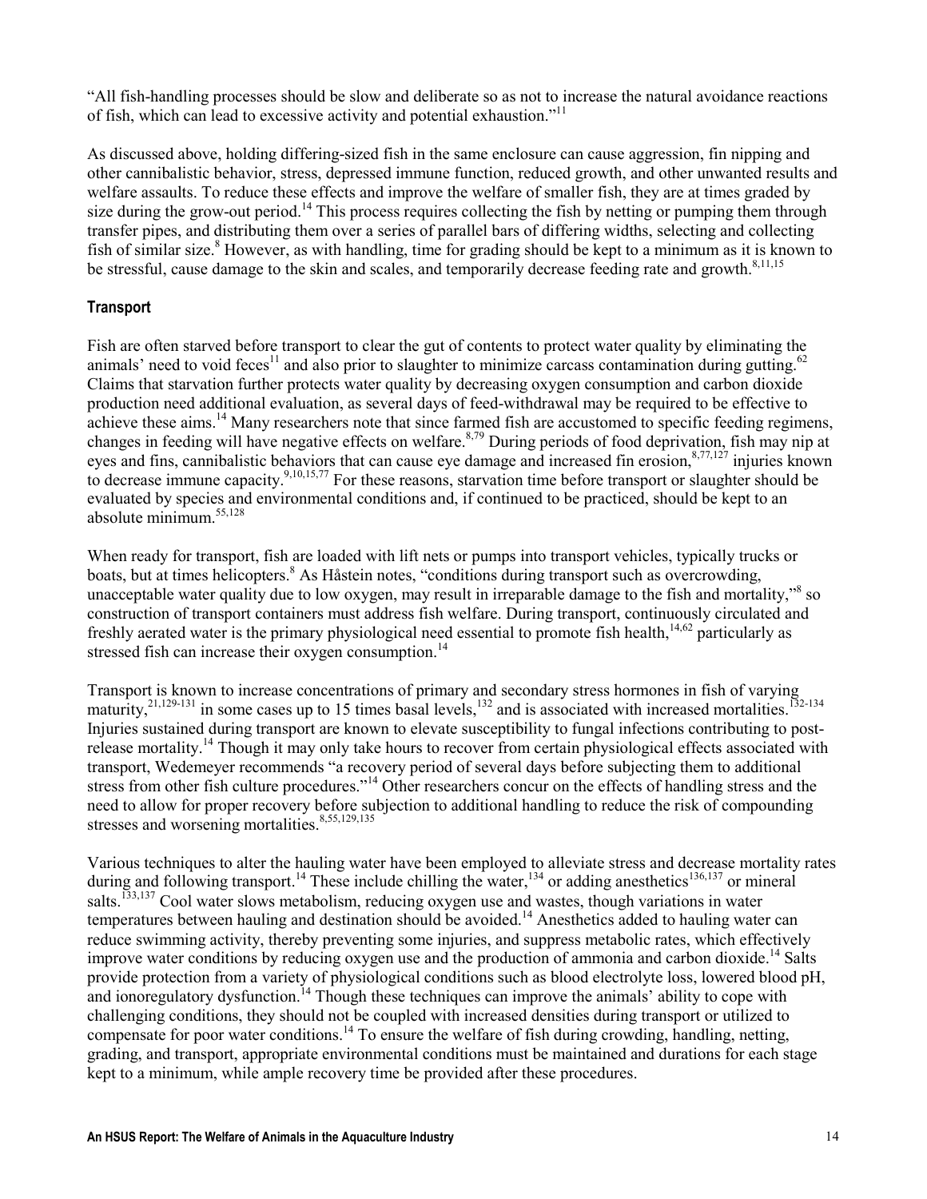"All fish-handling processes should be slow and deliberate so as not to increase the natural avoidance reactions of fish, which can lead to excessive activity and potential exhaustion."[11]

As discussed above, holding differing-sized fish in the same enclosure can cause aggression, fin nipping and other cannibalistic behavior, stress, depressed immune function, reduced growth, and other unwanted results and welfare assaults. To reduce these effects and improve the welfare of smaller fish, they are at times graded by size during the grow-out period.[14] This process requires collecting the fish by netting or pumping them through transfer pipes, and distributing them over a series of parallel bars of differing widths, selecting and collecting fish of similar size.[8] However, as with handling, time for grading should be kept to a minimum as it is known to be stressful, cause damage to the skin and scales, and temporarily decrease feeding rate and growth.[8,11,15]

### Transport

Fish are often starved before transport to clear the gut of contents to protect water quality by eliminating the animals' need to void feces[11] and also prior to slaughter to minimize carcass contamination during gutting.[62] Claims that starvation further protects water quality by decreasing oxygen consumption and carbon dioxide production need additional evaluation, as several days of feed-withdrawal may be required to be effective to achieve these aims.[14] Many researchers note that since farmed fish are accustomed to specific feeding regimens, changes in feeding will have negative effects on welfare.[8,79] During periods of food deprivation, fish may nip at eyes and fins, cannibalistic behaviors that can cause eye damage and increased fin erosion,[8,77,127] injuries known to decrease immune capacity.[9,10,15,77] For these reasons, starvation time before transport or slaughter should be evaluated by species and environmental conditions and, if continued to be practiced, should be kept to an absolute minimum.[55,128]

When ready for transport, fish are loaded with lift nets or pumps into transport vehicles, typically trucks or boats, but at times helicopters.[8] As Håstein notes, "conditions during transport such as overcrowding, unacceptable water quality due to low oxygen, may result in irreparable damage to the fish and mortality,"[8] so construction of transport containers must address fish welfare. During transport, continuously circulated and freshly aerated water is the primary physiological need essential to promote fish health,[14,62] particularly as stressed fish can increase their oxygen consumption.[14]

Transport is known to increase concentrations of primary and secondary stress hormones in fish of varying maturity,[21,129-131] in some cases up to 15 times basal levels,[132] and is associated with increased mortalities.[132-134] Injuries sustained during transport are known to elevate susceptibility to fungal infections contributing to post-release mortality.[14] Though it may only take hours to recover from certain physiological effects associated with transport, Wedemeyer recommends "a recovery period of several days before subjecting them to additional stress from other fish culture procedures."[14] Other researchers concur on the effects of handling stress and the need to allow for proper recovery before subjection to additional handling to reduce the risk of compounding stresses and worsening mortalities.[8,55,129,135]

Various techniques to alter the hauling water have been employed to alleviate stress and decrease mortality rates during and following transport.[14] These include chilling the water,[134] or adding anesthetics[136,137] or mineral salts.[133,137] Cool water slows metabolism, reducing oxygen use and wastes, though variations in water temperatures between hauling and destination should be avoided.[14] Anesthetics added to hauling water can reduce swimming activity, thereby preventing some injuries, and suppress metabolic rates, which effectively improve water conditions by reducing oxygen use and the production of ammonia and carbon dioxide.[14] Salts provide protection from a variety of physiological conditions such as blood electrolyte loss, lowered blood pH, and ionoregulatory dysfunction.[14] Though these techniques can improve the animals' ability to cope with challenging conditions, they should not be coupled with increased densities during transport or utilized to compensate for poor water conditions.[14] To ensure the welfare of fish during crowding, handling, netting, grading, and transport, appropriate environmental conditions must be maintained and durations for each stage kept to a minimum, while ample recovery time be provided after these procedures.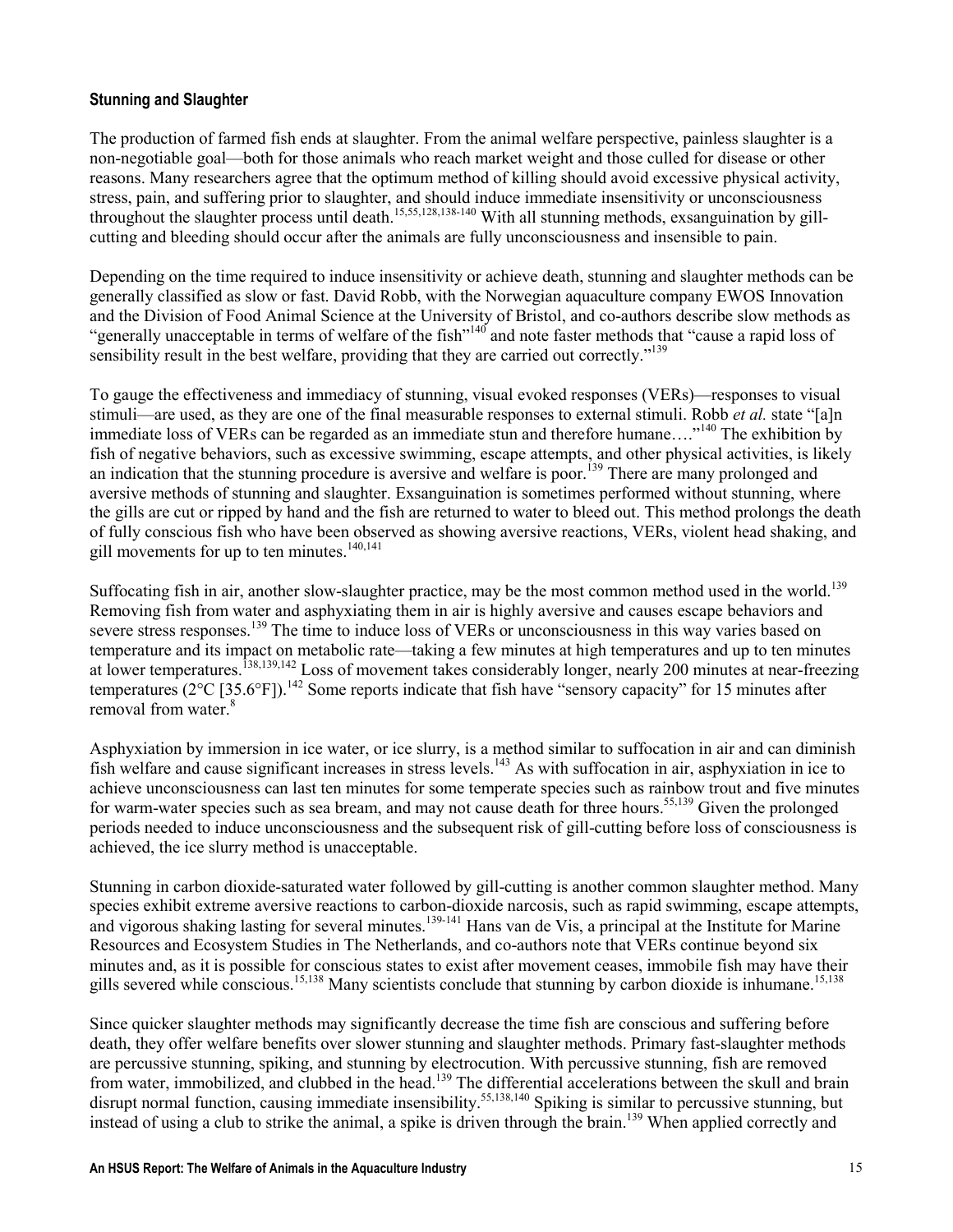### Stunning and Slaughter

The production of farmed fish ends at slaughter. From the animal welfare perspective, painless slaughter is a non-negotiable goal—both for those animals who reach market weight and those culled for disease or other reasons. Many researchers agree that the optimum method of killing should avoid excessive physical activity, stress, pain, and suffering prior to slaughter, and should induce immediate insensitivity or unconsciousness throughout the slaughter process until death.[15,55,128,138-140] With all stunning methods, exsanguination by gill-cutting and bleeding should occur after the animals are fully unconsciousness and insensible to pain.

Depending on the time required to induce insensitivity or achieve death, stunning and slaughter methods can be generally classified as slow or fast. David Robb, with the Norwegian aquaculture company EWOS Innovation and the Division of Food Animal Science at the University of Bristol, and co-authors describe slow methods as "generally unacceptable in terms of welfare of the fish"[140] and note faster methods that "cause a rapid loss of sensibility result in the best welfare, providing that they are carried out correctly."[139]

To gauge the effectiveness and immediacy of stunning, visual evoked responses (VERs)—responses to visual stimuli—are used, as they are one of the final measurable responses to external stimuli. Robb *et al.* state "[a]n immediate loss of VERs can be regarded as an immediate stun and therefore humane…."[140] The exhibition by fish of negative behaviors, such as excessive swimming, escape attempts, and other physical activities, is likely an indication that the stunning procedure is aversive and welfare is poor.[139] There are many prolonged and aversive methods of stunning and slaughter. Exsanguination is sometimes performed without stunning, where the gills are cut or ripped by hand and the fish are returned to water to bleed out. This method prolongs the death of fully conscious fish who have been observed as showing aversive reactions, VERs, violent head shaking, and gill movements for up to ten minutes.[140,141]

Suffocating fish in air, another slow-slaughter practice, may be the most common method used in the world.[139] Removing fish from water and asphyxiating them in air is highly aversive and causes escape behaviors and severe stress responses.[139] The time to induce loss of VERs or unconsciousness in this way varies based on temperature and its impact on metabolic rate—taking a few minutes at high temperatures and up to ten minutes at lower temperatures.[138,139,142] Loss of movement takes considerably longer, nearly 200 minutes at near-freezing temperatures (2°C [35.6°F]).[142] Some reports indicate that fish have "sensory capacity" for 15 minutes after removal from water.[8]

Asphyxiation by immersion in ice water, or ice slurry, is a method similar to suffocation in air and can diminish fish welfare and cause significant increases in stress levels.[143] As with suffocation in air, asphyxiation in ice to achieve unconsciousness can last ten minutes for some temperate species such as rainbow trout and five minutes for warm-water species such as sea bream, and may not cause death for three hours.[55,139] Given the prolonged periods needed to induce unconsciousness and the subsequent risk of gill-cutting before loss of consciousness is achieved, the ice slurry method is unacceptable.

Stunning in carbon dioxide-saturated water followed by gill-cutting is another common slaughter method. Many species exhibit extreme aversive reactions to carbon-dioxide narcosis, such as rapid swimming, escape attempts, and vigorous shaking lasting for several minutes.[139-141] Hans van de Vis, a principal at the Institute for Marine Resources and Ecosystem Studies in The Netherlands, and co-authors note that VERs continue beyond six minutes and, as it is possible for conscious states to exist after movement ceases, immobile fish may have their gills severed while conscious.[15,138] Many scientists conclude that stunning by carbon dioxide is inhumane.[15,138]

Since quicker slaughter methods may significantly decrease the time fish are conscious and suffering before death, they offer welfare benefits over slower stunning and slaughter methods. Primary fast-slaughter methods are percussive stunning, spiking, and stunning by electrocution. With percussive stunning, fish are removed from water, immobilized, and clubbed in the head.[139] The differential accelerations between the skull and brain disrupt normal function, causing immediate insensibility.[55,138,140] Spiking is similar to percussive stunning, but instead of using a club to strike the animal, a spike is driven through the brain.[139] When applied correctly and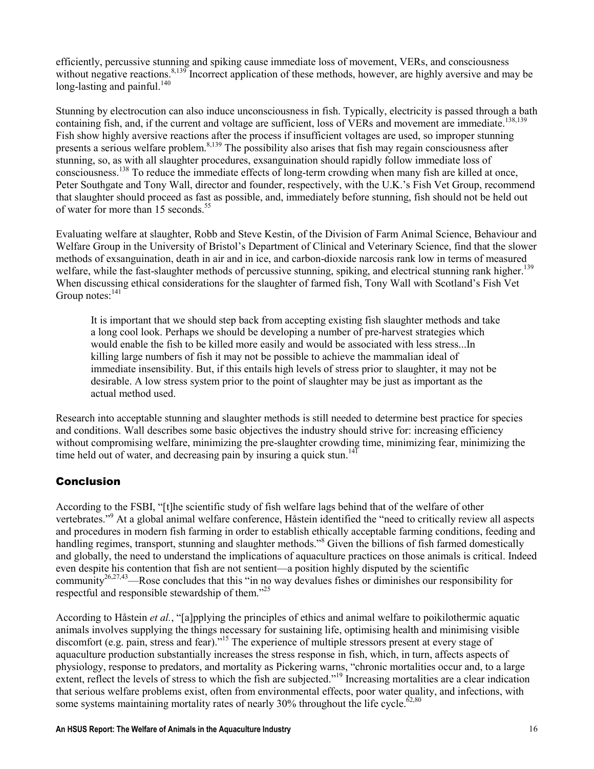efficiently, percussive stunning and spiking cause immediate loss of movement, VERs, and consciousness without negative reactions.[8,139] Incorrect application of these methods, however, are highly aversive and may be long-lasting and painful.[140]

Stunning by electrocution can also induce unconsciousness in fish. Typically, electricity is passed through a bath containing fish, and, if the current and voltage are sufficient, loss of VERs and movement are immediate.[138,139] Fish show highly aversive reactions after the process if insufficient voltages are used, so improper stunning presents a serious welfare problem.[8,139] The possibility also arises that fish may regain consciousness after stunning, so, as with all slaughter procedures, exsanguination should rapidly follow immediate loss of consciousness.[138] To reduce the immediate effects of long-term crowding when many fish are killed at once, Peter Southgate and Tony Wall, director and founder, respectively, with the U.K.'s Fish Vet Group, recommend that slaughter should proceed as fast as possible, and, immediately before stunning, fish should not be held out of water for more than 15 seconds.[55]

Evaluating welfare at slaughter, Robb and Steve Kestin, of the Division of Farm Animal Science, Behaviour and Welfare Group in the University of Bristol's Department of Clinical and Veterinary Science, find that the slower methods of exsanguination, death in air and in ice, and carbon-dioxide narcosis rank low in terms of measured welfare, while the fast-slaughter methods of percussive stunning, spiking, and electrical stunning rank higher.[139] When discussing ethical considerations for the slaughter of farmed fish, Tony Wall with Scotland's Fish Vet Group notes:[141]

> It is important that we should step back from accepting existing fish slaughter methods and take a long cool look. Perhaps we should be developing a number of pre-harvest strategies which would enable the fish to be killed more easily and would be associated with less stress...In killing large numbers of fish it may not be possible to achieve the mammalian ideal of immediate insensibility. But, if this entails high levels of stress prior to slaughter, it may not be desirable. A low stress system prior to the point of slaughter may be just as important as the actual method used.

Research into acceptable stunning and slaughter methods is still needed to determine best practice for species and conditions. Wall describes some basic objectives the industry should strive for: increasing efficiency without compromising welfare, minimizing the pre-slaughter crowding time, minimizing fear, minimizing the time held out of water, and decreasing pain by insuring a quick stun.[141]

## Conclusion

According to the FSBI, "[t]he scientific study of fish welfare lags behind that of the welfare of other vertebrates."[9] At a global animal welfare conference, Håstein identified the "need to critically review all aspects and procedures in modern fish farming in order to establish ethically acceptable farming conditions, feeding and handling regimes, transport, stunning and slaughter methods."[8] Given the billions of fish farmed domestically and globally, the need to understand the implications of aquaculture practices on those animals is critical. Indeed even despite his contention that fish are not sentient—a position highly disputed by the scientific community[26,27,43]—Rose concludes that this "in no way devalues fishes or diminishes our responsibility for respectful and responsible stewardship of them."[25]

According to Håstein *et al.*, "[a]pplying the principles of ethics and animal welfare to poikilothermic aquatic animals involves supplying the things necessary for sustaining life, optimising health and minimising visible discomfort (e.g. pain, stress and fear)."[15] The experience of multiple stressors present at every stage of aquaculture production substantially increases the stress response in fish, which, in turn, affects aspects of physiology, response to predators, and mortality as Pickering warns, "chronic mortalities occur and, to a large extent, reflect the levels of stress to which the fish are subjected."[19] Increasing mortalities are a clear indication that serious welfare problems exist, often from environmental effects, poor water quality, and infections, with some systems maintaining mortality rates of nearly 30% throughout the life cycle.[62,80]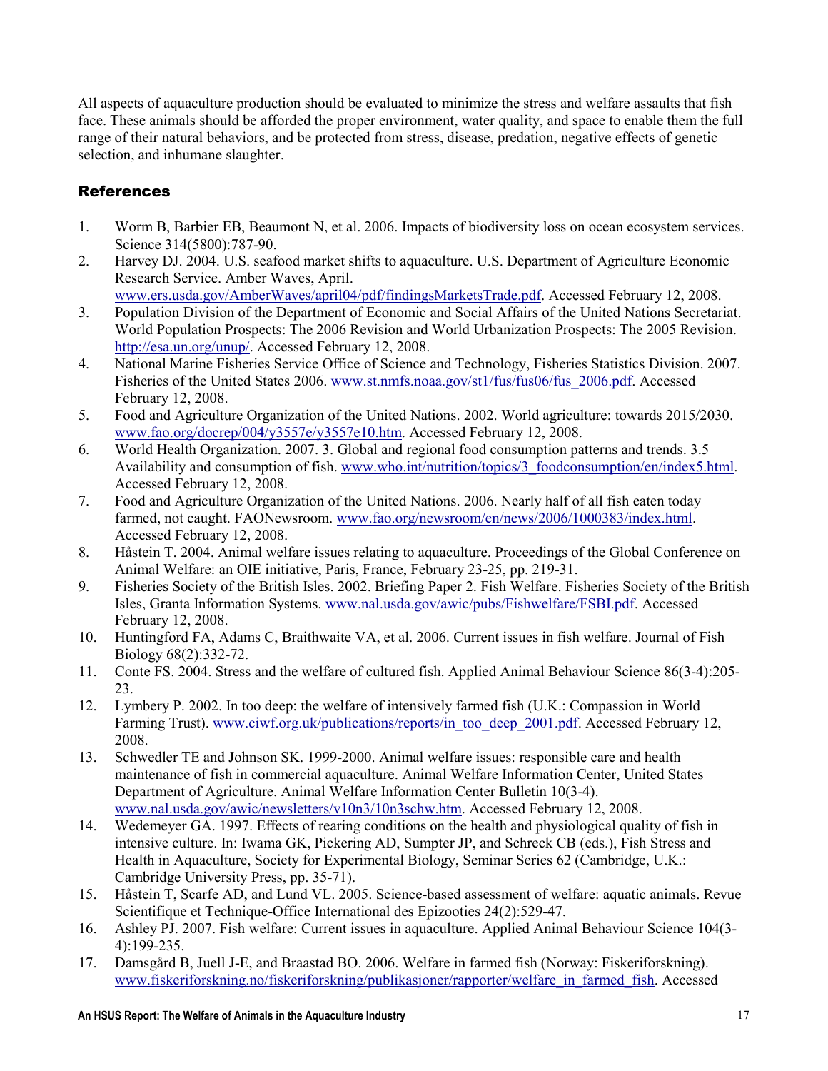All aspects of aquaculture production should be evaluated to minimize the stress and welfare assaults that fish face. These animals should be afforded the proper environment, water quality, and space to enable them the full range of their natural behaviors, and be protected from stress, disease, predation, negative effects of genetic selection, and inhumane slaughter.

## References

1. Worm B, Barbier EB, Beaumont N, et al. 2006. Impacts of biodiversity loss on ocean ecosystem services. Science 314(5800):787-90.
2. Harvey DJ. 2004. U.S. seafood market shifts to aquaculture. U.S. Department of Agriculture Economic Research Service. Amber Waves, April. www.ers.usda.gov/AmberWaves/april04/pdf/findingsMarketsTrade.pdf. Accessed February 12, 2008.
3. Population Division of the Department of Economic and Social Affairs of the United Nations Secretariat. World Population Prospects: The 2006 Revision and World Urbanization Prospects: The 2005 Revision. http://esa.un.org/unup/. Accessed February 12, 2008.
4. National Marine Fisheries Service Office of Science and Technology, Fisheries Statistics Division. 2007. Fisheries of the United States 2006. www.st.nmfs.noaa.gov/st1/fus/fus06/fus_2006.pdf. Accessed February 12, 2008.
5. Food and Agriculture Organization of the United Nations. 2002. World agriculture: towards 2015/2030. www.fao.org/docrep/004/y3557e/y3557e10.htm. Accessed February 12, 2008.
6. World Health Organization. 2007. 3. Global and regional food consumption patterns and trends. 3.5 Availability and consumption of fish. www.who.int/nutrition/topics/3_foodconsumption/en/index5.html. Accessed February 12, 2008.
7. Food and Agriculture Organization of the United Nations. 2006. Nearly half of all fish eaten today farmed, not caught. FAONewsroom. www.fao.org/newsroom/en/news/2006/1000383/index.html. Accessed February 12, 2008.
8. Håstein T. 2004. Animal welfare issues relating to aquaculture. Proceedings of the Global Conference on Animal Welfare: an OIE initiative, Paris, France, February 23-25, pp. 219-31.
9. Fisheries Society of the British Isles. 2002. Briefing Paper 2. Fish Welfare. Fisheries Society of the British Isles, Granta Information Systems. www.nal.usda.gov/awic/pubs/Fishwelfare/FSBI.pdf. Accessed February 12, 2008.
10. Huntingford FA, Adams C, Braithwaite VA, et al. 2006. Current issues in fish welfare. Journal of Fish Biology 68(2):332-72.
11. Conte FS. 2004. Stress and the welfare of cultured fish. Applied Animal Behaviour Science 86(3-4):205-23.
12. Lymbery P. 2002. In too deep: the welfare of intensively farmed fish (U.K.: Compassion in World Farming Trust). www.ciwf.org.uk/publications/reports/in_too_deep_2001.pdf. Accessed February 12, 2008.
13. Schwedler TE and Johnson SK. 1999-2000. Animal welfare issues: responsible care and health maintenance of fish in commercial aquaculture. Animal Welfare Information Center, United States Department of Agriculture. Animal Welfare Information Center Bulletin 10(3-4). www.nal.usda.gov/awic/newsletters/v10n3/10n3schw.htm. Accessed February 12, 2008.
14. Wedemeyer GA. 1997. Effects of rearing conditions on the health and physiological quality of fish in intensive culture. In: Iwama GK, Pickering AD, Sumpter JP, and Schreck CB (eds.), Fish Stress and Health in Aquaculture, Society for Experimental Biology, Seminar Series 62 (Cambridge, U.K.: Cambridge University Press, pp. 35-71).
15. Håstein T, Scarfe AD, and Lund VL. 2005. Science-based assessment of welfare: aquatic animals. Revue Scientifique et Technique-Office International des Epizooties 24(2):529-47.
16. Ashley PJ. 2007. Fish welfare: Current issues in aquaculture. Applied Animal Behaviour Science 104(3-4):199-235.
17. Damsgård B, Juell J-E, and Braastad BO. 2006. Welfare in farmed fish (Norway: Fiskeriforskning). www.fiskeriforskning.no/fiskeriforskning/publikasjoner/rapporter/welfare_in_farmed_fish. Accessed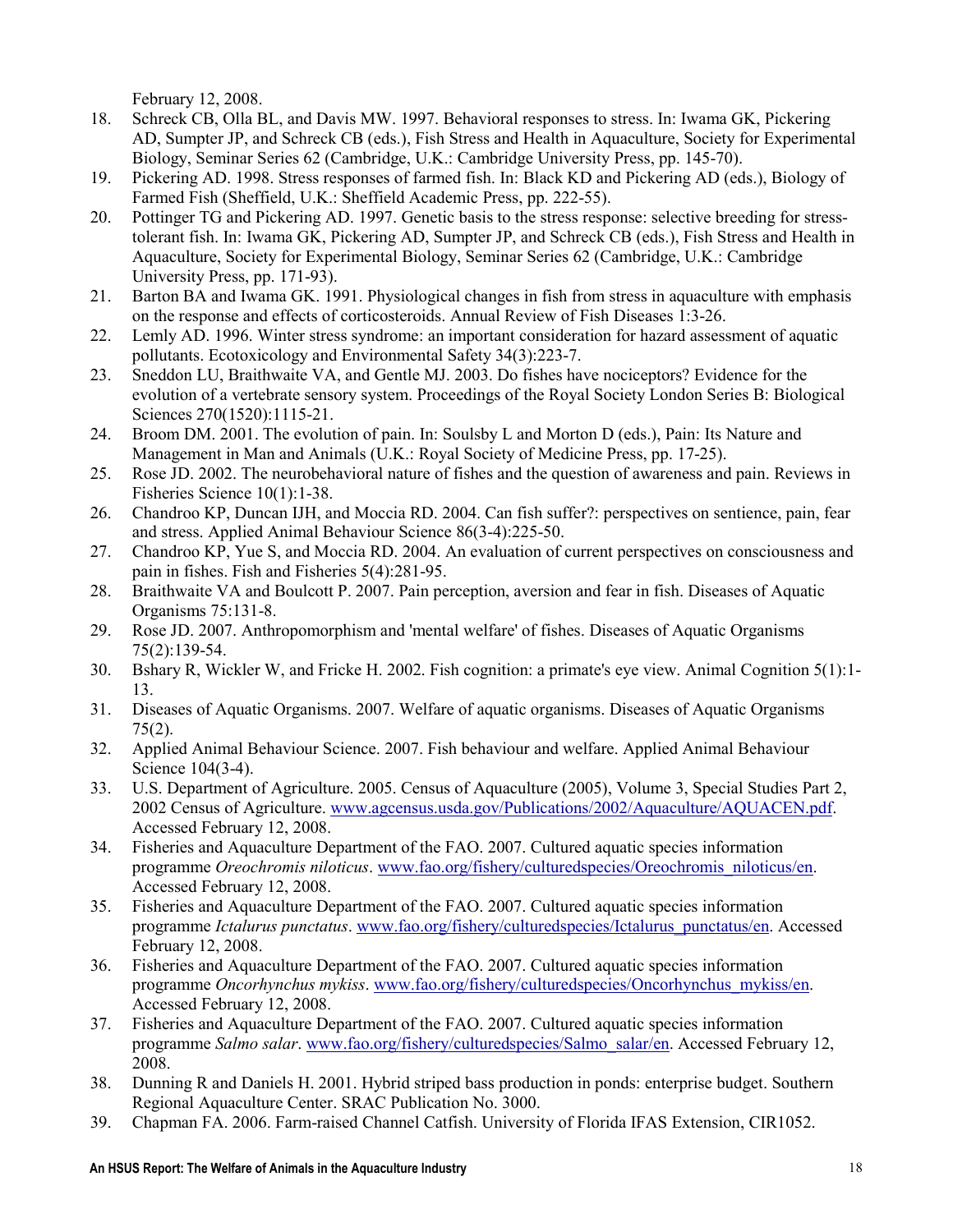February 12, 2008.

18. Schreck CB, Olla BL, and Davis MW. 1997. Behavioral responses to stress. In: Iwama GK, Pickering AD, Sumpter JP, and Schreck CB (eds.), Fish Stress and Health in Aquaculture, Society for Experimental Biology, Seminar Series 62 (Cambridge, U.K.: Cambridge University Press, pp. 145-70).
19. Pickering AD. 1998. Stress responses of farmed fish. In: Black KD and Pickering AD (eds.), Biology of Farmed Fish (Sheffield, U.K.: Sheffield Academic Press, pp. 222-55).
20. Pottinger TG and Pickering AD. 1997. Genetic basis to the stress response: selective breeding for stress-tolerant fish. In: Iwama GK, Pickering AD, Sumpter JP, and Schreck CB (eds.), Fish Stress and Health in Aquaculture, Society for Experimental Biology, Seminar Series 62 (Cambridge, U.K.: Cambridge University Press, pp. 171-93).
21. Barton BA and Iwama GK. 1991. Physiological changes in fish from stress in aquaculture with emphasis on the response and effects of corticosteroids. Annual Review of Fish Diseases 1:3-26.
22. Lemly AD. 1996. Winter stress syndrome: an important consideration for hazard assessment of aquatic pollutants. Ecotoxicology and Environmental Safety 34(3):223-7.
23. Sneddon LU, Braithwaite VA, and Gentle MJ. 2003. Do fishes have nociceptors? Evidence for the evolution of a vertebrate sensory system. Proceedings of the Royal Society London Series B: Biological Sciences 270(1520):1115-21.
24. Broom DM. 2001. The evolution of pain. In: Soulsby L and Morton D (eds.), Pain: Its Nature and Management in Man and Animals (U.K.: Royal Society of Medicine Press, pp. 17-25).
25. Rose JD. 2002. The neurobehavioral nature of fishes and the question of awareness and pain. Reviews in Fisheries Science 10(1):1-38.
26. Chandroo KP, Duncan IJH, and Moccia RD. 2004. Can fish suffer?: perspectives on sentience, pain, fear and stress. Applied Animal Behaviour Science 86(3-4):225-50.
27. Chandroo KP, Yue S, and Moccia RD. 2004. An evaluation of current perspectives on consciousness and pain in fishes. Fish and Fisheries 5(4):281-95.
28. Braithwaite VA and Boulcott P. 2007. Pain perception, aversion and fear in fish. Diseases of Aquatic Organisms 75:131-8.
29. Rose JD. 2007. Anthropomorphism and 'mental welfare' of fishes. Diseases of Aquatic Organisms 75(2):139-54.
30. Bshary R, Wickler W, and Fricke H. 2002. Fish cognition: a primate's eye view. Animal Cognition 5(1):1-13.
31. Diseases of Aquatic Organisms. 2007. Welfare of aquatic organisms. Diseases of Aquatic Organisms 75(2).
32. Applied Animal Behaviour Science. 2007. Fish behaviour and welfare. Applied Animal Behaviour Science 104(3-4).
33. U.S. Department of Agriculture. 2005. Census of Aquaculture (2005), Volume 3, Special Studies Part 2, 2002 Census of Agriculture. www.agcensus.usda.gov/Publications/2002/Aquaculture/AQUACEN.pdf. Accessed February 12, 2008.
34. Fisheries and Aquaculture Department of the FAO. 2007. Cultured aquatic species information programme *Oreochromis niloticus*. www.fao.org/fishery/culturedspecies/Oreochromis_niloticus/en. Accessed February 12, 2008.
35. Fisheries and Aquaculture Department of the FAO. 2007. Cultured aquatic species information programme *Ictalurus punctatus*. www.fao.org/fishery/culturedspecies/Ictalurus_punctatus/en. Accessed February 12, 2008.
36. Fisheries and Aquaculture Department of the FAO. 2007. Cultured aquatic species information programme *Oncorhynchus mykiss*. www.fao.org/fishery/culturedspecies/Oncorhynchus_mykiss/en. Accessed February 12, 2008.
37. Fisheries and Aquaculture Department of the FAO. 2007. Cultured aquatic species information programme *Salmo salar*. www.fao.org/fishery/culturedspecies/Salmo_salar/en. Accessed February 12, 2008.
38. Dunning R and Daniels H. 2001. Hybrid striped bass production in ponds: enterprise budget. Southern Regional Aquaculture Center. SRAC Publication No. 3000.
39. Chapman FA. 2006. Farm-raised Channel Catfish. University of Florida IFAS Extension, CIR1052.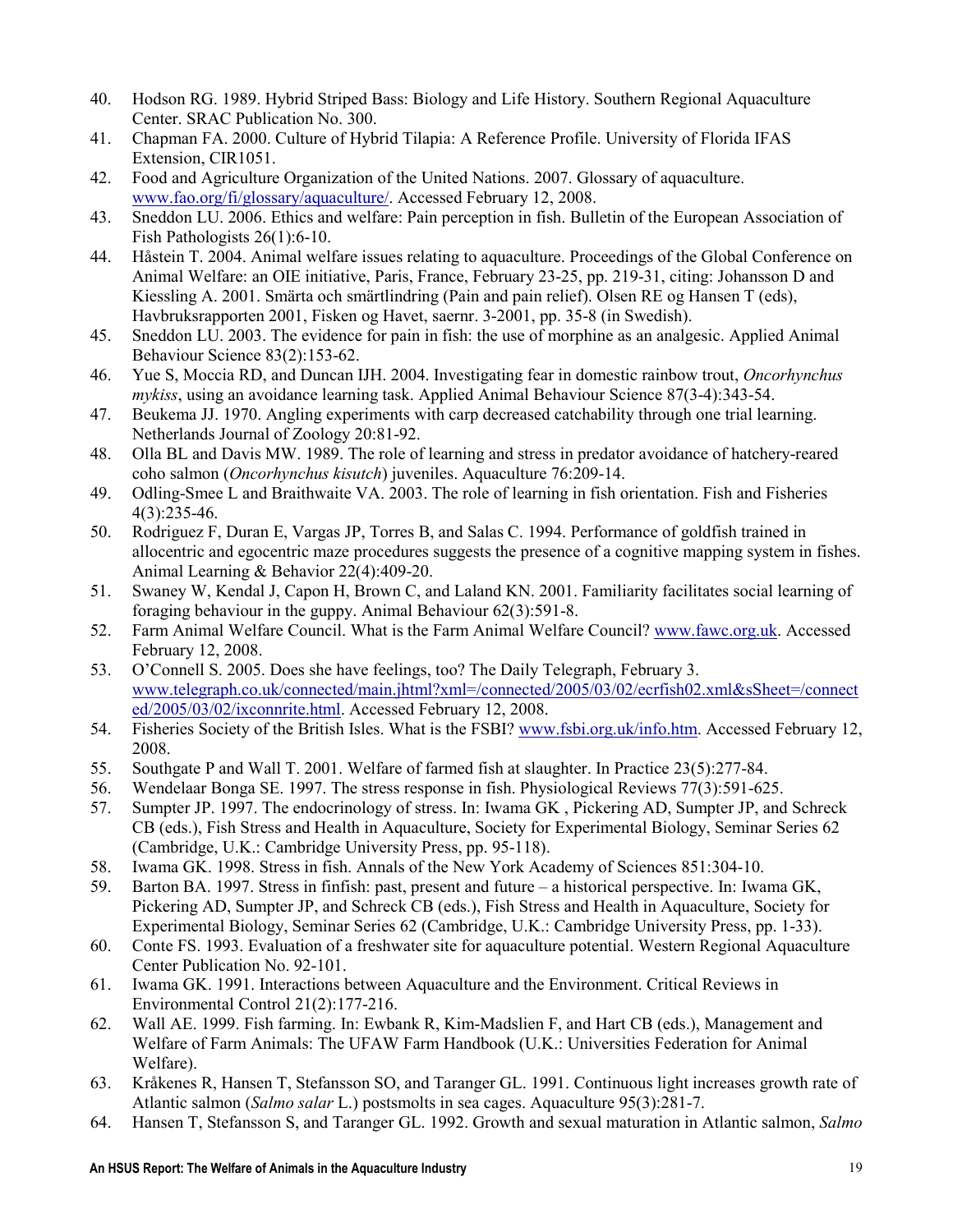40. Hodson RG. 1989. Hybrid Striped Bass: Biology and Life History. Southern Regional Aquaculture Center. SRAC Publication No. 300.
41. Chapman FA. 2000. Culture of Hybrid Tilapia: A Reference Profile. University of Florida IFAS Extension, CIR1051.
42. Food and Agriculture Organization of the United Nations. 2007. Glossary of aquaculture. www.fao.org/fi/glossary/aquaculture/. Accessed February 12, 2008.
43. Sneddon LU. 2006. Ethics and welfare: Pain perception in fish. Bulletin of the European Association of Fish Pathologists 26(1):6-10.
44. Håstein T. 2004. Animal welfare issues relating to aquaculture. Proceedings of the Global Conference on Animal Welfare: an OIE initiative, Paris, France, February 23-25, pp. 219-31, citing: Johansson D and Kiessling A. 2001. Smärta och smärtlindring (Pain and pain relief). Olsen RE og Hansen T (eds), Havbruksrapporten 2001, Fisken og Havet, saernr. 3-2001, pp. 35-8 (in Swedish).
45. Sneddon LU. 2003. The evidence for pain in fish: the use of morphine as an analgesic. Applied Animal Behaviour Science 83(2):153-62.
46. Yue S, Moccia RD, and Duncan IJH. 2004. Investigating fear in domestic rainbow trout, *Oncorhynchus mykiss*, using an avoidance learning task. Applied Animal Behaviour Science 87(3-4):343-54.
47. Beukema JJ. 1970. Angling experiments with carp decreased catchability through one trial learning. Netherlands Journal of Zoology 20:81-92.
48. Olla BL and Davis MW. 1989. The role of learning and stress in predator avoidance of hatchery-reared coho salmon (*Oncorhynchus kisutch*) juveniles. Aquaculture 76:209-14.
49. Odling-Smee L and Braithwaite VA. 2003. The role of learning in fish orientation. Fish and Fisheries 4(3):235-46.
50. Rodriguez F, Duran E, Vargas JP, Torres B, and Salas C. 1994. Performance of goldfish trained in allocentric and egocentric maze procedures suggests the presence of a cognitive mapping system in fishes. Animal Learning & Behavior 22(4):409-20.
51. Swaney W, Kendal J, Capon H, Brown C, and Laland KN. 2001. Familiarity facilitates social learning of foraging behaviour in the guppy. Animal Behaviour 62(3):591-8.
52. Farm Animal Welfare Council. What is the Farm Animal Welfare Council? www.fawc.org.uk. Accessed February 12, 2008.
53. O'Connell S. 2005. Does she have feelings, too? The Daily Telegraph, February 3. www.telegraph.co.uk/connected/main.jhtml?xml=/connected/2005/03/02/ecrfish02.xml&sSheet=/connected/2005/03/02/ixconnrite.html. Accessed February 12, 2008.
54. Fisheries Society of the British Isles. What is the FSBI? www.fsbi.org.uk/info.htm. Accessed February 12, 2008.
55. Southgate P and Wall T. 2001. Welfare of farmed fish at slaughter. In Practice 23(5):277-84.
56. Wendelaar Bonga SE. 1997. The stress response in fish. Physiological Reviews 77(3):591-625.
57. Sumpter JP. 1997. The endocrinology of stress. In: Iwama GK , Pickering AD, Sumpter JP, and Schreck CB (eds.), Fish Stress and Health in Aquaculture, Society for Experimental Biology, Seminar Series 62 (Cambridge, U.K.: Cambridge University Press, pp. 95-118).
58. Iwama GK. 1998. Stress in fish. Annals of the New York Academy of Sciences 851:304-10.
59. Barton BA. 1997. Stress in finfish: past, present and future – a historical perspective. In: Iwama GK, Pickering AD, Sumpter JP, and Schreck CB (eds.), Fish Stress and Health in Aquaculture, Society for Experimental Biology, Seminar Series 62 (Cambridge, U.K.: Cambridge University Press, pp. 1-33).
60. Conte FS. 1993. Evaluation of a freshwater site for aquaculture potential. Western Regional Aquaculture Center Publication No. 92-101.
61. Iwama GK. 1991. Interactions between Aquaculture and the Environment. Critical Reviews in Environmental Control 21(2):177-216.
62. Wall AE. 1999. Fish farming. In: Ewbank R, Kim-Madslien F, and Hart CB (eds.), Management and Welfare of Farm Animals: The UFAW Farm Handbook (U.K.: Universities Federation for Animal Welfare).
63. Kråkenes R, Hansen T, Stefansson SO, and Taranger GL. 1991. Continuous light increases growth rate of Atlantic salmon (*Salmo salar* L.) postsmolts in sea cages. Aquaculture 95(3):281-7.
64. Hansen T, Stefansson S, and Taranger GL. 1992. Growth and sexual maturation in Atlantic salmon, *Salmo*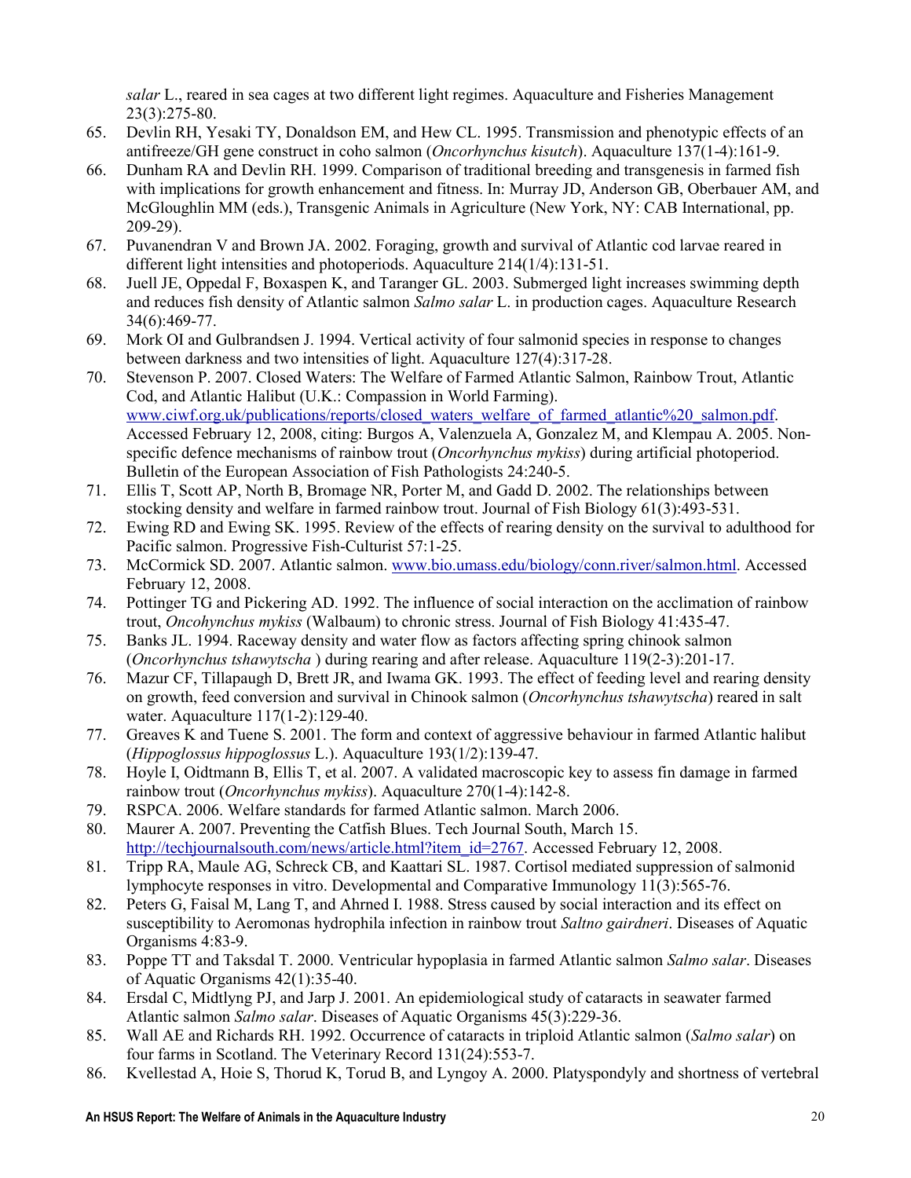*salar* L., reared in sea cages at two different light regimes. Aquaculture and Fisheries Management 23(3):275-80.

65. Devlin RH, Yesaki TY, Donaldson EM, and Hew CL. 1995. Transmission and phenotypic effects of an antifreeze/GH gene construct in coho salmon (*Oncorhynchus kisutch*). Aquaculture 137(1-4):161-9.
66. Dunham RA and Devlin RH. 1999. Comparison of traditional breeding and transgenesis in farmed fish with implications for growth enhancement and fitness. In: Murray JD, Anderson GB, Oberbauer AM, and McGloughlin MM (eds.), Transgenic Animals in Agriculture (New York, NY: CAB International, pp. 209-29).
67. Puvanendran V and Brown JA. 2002. Foraging, growth and survival of Atlantic cod larvae reared in different light intensities and photoperiods. Aquaculture 214(1/4):131-51.
68. Juell JE, Oppedal F, Boxaspen K, and Taranger GL. 2003. Submerged light increases swimming depth and reduces fish density of Atlantic salmon *Salmo salar* L. in production cages. Aquaculture Research 34(6):469-77.
69. Mork OI and Gulbrandsen J. 1994. Vertical activity of four salmonid species in response to changes between darkness and two intensities of light. Aquaculture 127(4):317-28.
70. Stevenson P. 2007. Closed Waters: The Welfare of Farmed Atlantic Salmon, Rainbow Trout, Atlantic Cod, and Atlantic Halibut (U.K.: Compassion in World Farming). www.ciwf.org.uk/publications/reports/closed_waters_welfare_of_farmed_atlantic%20_salmon.pdf. Accessed February 12, 2008, citing: Burgos A, Valenzuela A, Gonzalez M, and Klempau A. 2005. Non-specific defence mechanisms of rainbow trout (*Oncorhynchus mykiss*) during artificial photoperiod. Bulletin of the European Association of Fish Pathologists 24:240-5.
71. Ellis T, Scott AP, North B, Bromage NR, Porter M, and Gadd D. 2002. The relationships between stocking density and welfare in farmed rainbow trout. Journal of Fish Biology 61(3):493-531.
72. Ewing RD and Ewing SK. 1995. Review of the effects of rearing density on the survival to adulthood for Pacific salmon. Progressive Fish-Culturist 57:1-25.
73. McCormick SD. 2007. Atlantic salmon. www.bio.umass.edu/biology/conn.river/salmon.html. Accessed February 12, 2008.
74. Pottinger TG and Pickering AD. 1992. The influence of social interaction on the acclimation of rainbow trout, *Oncohynchus mykiss* (Walbaum) to chronic stress. Journal of Fish Biology 41:435-47.
75. Banks JL. 1994. Raceway density and water flow as factors affecting spring chinook salmon (*Oncorhynchus tshawytscha* ) during rearing and after release. Aquaculture 119(2-3):201-17.
76. Mazur CF, Tillapaugh D, Brett JR, and Iwama GK. 1993. The effect of feeding level and rearing density on growth, feed conversion and survival in Chinook salmon (*Oncorhynchus tshawytscha*) reared in salt water. Aquaculture 117(1-2):129-40.
77. Greaves K and Tuene S. 2001. The form and context of aggressive behaviour in farmed Atlantic halibut (*Hippoglossus hippoglossus* L.). Aquaculture 193(1/2):139-47.
78. Hoyle I, Oidtmann B, Ellis T, et al. 2007. A validated macroscopic key to assess fin damage in farmed rainbow trout (*Oncorhynchus mykiss*). Aquaculture 270(1-4):142-8.
79. RSPCA. 2006. Welfare standards for farmed Atlantic salmon. March 2006.
80. Maurer A. 2007. Preventing the Catfish Blues. Tech Journal South, March 15. http://techjournalsouth.com/news/article.html?item_id=2767. Accessed February 12, 2008.
81. Tripp RA, Maule AG, Schreck CB, and Kaattari SL. 1987. Cortisol mediated suppression of salmonid lymphocyte responses in vitro. Developmental and Comparative Immunology 11(3):565-76.
82. Peters G, Faisal M, Lang T, and Ahrned I. 1988. Stress caused by social interaction and its effect on susceptibility to Aeromonas hydrophila infection in rainbow trout *Saltno gairdneri*. Diseases of Aquatic Organisms 4:83-9.
83. Poppe TT and Taksdal T. 2000. Ventricular hypoplasia in farmed Atlantic salmon *Salmo salar*. Diseases of Aquatic Organisms 42(1):35-40.
84. Ersdal C, Midtlyng PJ, and Jarp J. 2001. An epidemiological study of cataracts in seawater farmed Atlantic salmon *Salmo salar*. Diseases of Aquatic Organisms 45(3):229-36.
85. Wall AE and Richards RH. 1992. Occurrence of cataracts in triploid Atlantic salmon (*Salmo salar*) on four farms in Scotland. The Veterinary Record 131(24):553-7.
86. Kvellestad A, Hoie S, Thorud K, Torud B, and Lyngoy A. 2000. Platyspondyly and shortness of vertebral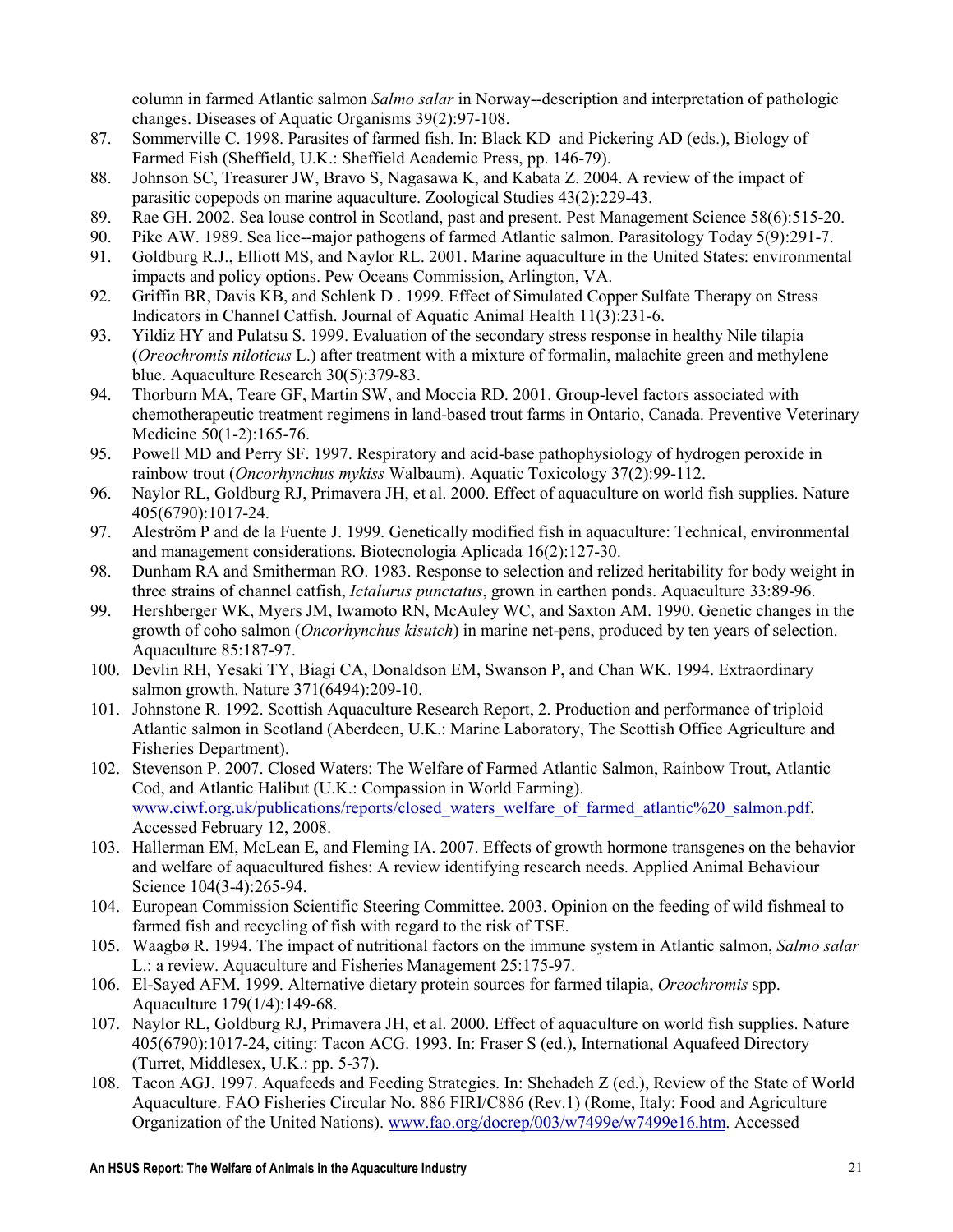column in farmed Atlantic salmon *Salmo salar* in Norway--description and interpretation of pathologic changes. Diseases of Aquatic Organisms 39(2):97-108.

87. Sommerville C. 1998. Parasites of farmed fish. In: Black KD and Pickering AD (eds.), Biology of Farmed Fish (Sheffield, U.K.: Sheffield Academic Press, pp. 146-79).
88. Johnson SC, Treasurer JW, Bravo S, Nagasawa K, and Kabata Z. 2004. A review of the impact of parasitic copepods on marine aquaculture. Zoological Studies 43(2):229-43.
89. Rae GH. 2002. Sea louse control in Scotland, past and present. Pest Management Science 58(6):515-20.
90. Pike AW. 1989. Sea lice--major pathogens of farmed Atlantic salmon. Parasitology Today 5(9):291-7.
91. Goldburg R.J., Elliott MS, and Naylor RL. 2001. Marine aquaculture in the United States: environmental impacts and policy options. Pew Oceans Commission, Arlington, VA.
92. Griffin BR, Davis KB, and Schlenk D . 1999. Effect of Simulated Copper Sulfate Therapy on Stress Indicators in Channel Catfish. Journal of Aquatic Animal Health 11(3):231-6.
93. Yildiz HY and Pulatsu S. 1999. Evaluation of the secondary stress response in healthy Nile tilapia (*Oreochromis niloticus* L.) after treatment with a mixture of formalin, malachite green and methylene blue. Aquaculture Research 30(5):379-83.
94. Thorburn MA, Teare GF, Martin SW, and Moccia RD. 2001. Group-level factors associated with chemotherapeutic treatment regimens in land-based trout farms in Ontario, Canada. Preventive Veterinary Medicine 50(1-2):165-76.
95. Powell MD and Perry SF. 1997. Respiratory and acid-base pathophysiology of hydrogen peroxide in rainbow trout (*Oncorhynchus mykiss* Walbaum). Aquatic Toxicology 37(2):99-112.
96. Naylor RL, Goldburg RJ, Primavera JH, et al. 2000. Effect of aquaculture on world fish supplies. Nature 405(6790):1017-24.
97. Aleström P and de la Fuente J. 1999. Genetically modified fish in aquaculture: Technical, environmental and management considerations. Biotecnologia Aplicada 16(2):127-30.
98. Dunham RA and Smitherman RO. 1983. Response to selection and relized heritability for body weight in three strains of channel catfish, *Ictalurus punctatus*, grown in earthen ponds. Aquaculture 33:89-96.
99. Hershberger WK, Myers JM, Iwamoto RN, McAuley WC, and Saxton AM. 1990. Genetic changes in the growth of coho salmon (*Oncorhynchus kisutch*) in marine net-pens, produced by ten years of selection. Aquaculture 85:187-97.
100. Devlin RH, Yesaki TY, Biagi CA, Donaldson EM, Swanson P, and Chan WK. 1994. Extraordinary salmon growth. Nature 371(6494):209-10.
101. Johnstone R. 1992. Scottish Aquaculture Research Report, 2. Production and performance of triploid Atlantic salmon in Scotland (Aberdeen, U.K.: Marine Laboratory, The Scottish Office Agriculture and Fisheries Department).
102. Stevenson P. 2007. Closed Waters: The Welfare of Farmed Atlantic Salmon, Rainbow Trout, Atlantic Cod, and Atlantic Halibut (U.K.: Compassion in World Farming). www.ciwf.org.uk/publications/reports/closed_waters_welfare_of_farmed_atlantic%20_salmon.pdf. Accessed February 12, 2008.
103. Hallerman EM, McLean E, and Fleming IA. 2007. Effects of growth hormone transgenes on the behavior and welfare of aquacultured fishes: A review identifying research needs. Applied Animal Behaviour Science 104(3-4):265-94.
104. European Commission Scientific Steering Committee. 2003. Opinion on the feeding of wild fishmeal to farmed fish and recycling of fish with regard to the risk of TSE.
105. Waagbø R. 1994. The impact of nutritional factors on the immune system in Atlantic salmon, *Salmo salar* L.: a review. Aquaculture and Fisheries Management 25:175-97.
106. El-Sayed AFM. 1999. Alternative dietary protein sources for farmed tilapia, *Oreochromis* spp. Aquaculture 179(1/4):149-68.
107. Naylor RL, Goldburg RJ, Primavera JH, et al. 2000. Effect of aquaculture on world fish supplies. Nature 405(6790):1017-24, citing: Tacon ACG. 1993. In: Fraser S (ed.), International Aquafeed Directory (Turret, Middlesex, U.K.: pp. 5-37).
108. Tacon AGJ. 1997. Aquafeeds and Feeding Strategies. In: Shehadeh Z (ed.), Review of the State of World Aquaculture. FAO Fisheries Circular No. 886 FIRI/C886 (Rev.1) (Rome, Italy: Food and Agriculture Organization of the United Nations). www.fao.org/docrep/003/w7499e/w7499e16.htm. Accessed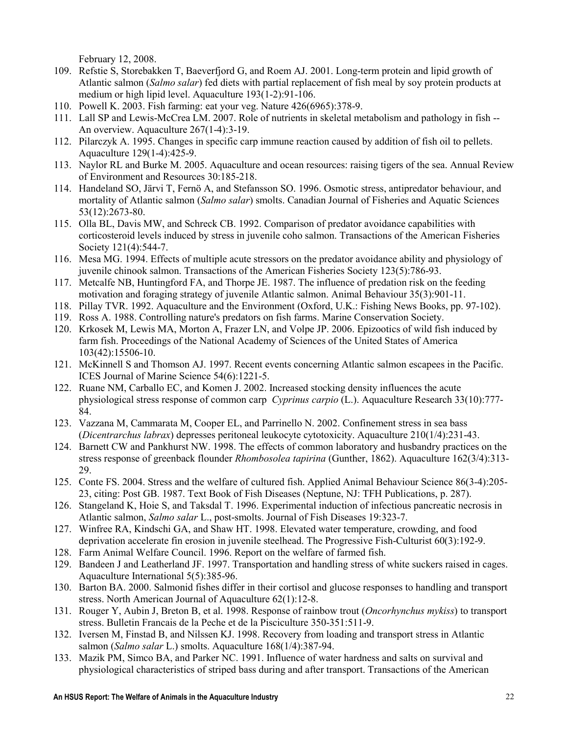February 12, 2008.

109. Refstie S, Storebakken T, Baeverfjord G, and Roem AJ. 2001. Long-term protein and lipid growth of Atlantic salmon (*Salmo salar*) fed diets with partial replacement of fish meal by soy protein products at medium or high lipid level. Aquaculture 193(1-2):91-106.
110. Powell K. 2003. Fish farming: eat your veg. Nature 426(6965):378-9.
111. Lall SP and Lewis-McCrea LM. 2007. Role of nutrients in skeletal metabolism and pathology in fish -- An overview. Aquaculture 267(1-4):3-19.
112. Pilarczyk A. 1995. Changes in specific carp immune reaction caused by addition of fish oil to pellets. Aquaculture 129(1-4):425-9.
113. Naylor RL and Burke M. 2005. Aquaculture and ocean resources: raising tigers of the sea. Annual Review of Environment and Resources 30:185-218.
114. Handeland SO, Järvi T, Fernö A, and Stefansson SO. 1996. Osmotic stress, antipredator behaviour, and mortality of Atlantic salmon (*Salmo salar*) smolts. Canadian Journal of Fisheries and Aquatic Sciences 53(12):2673-80.
115. Olla BL, Davis MW, and Schreck CB. 1992. Comparison of predator avoidance capabilities with corticosteroid levels induced by stress in juvenile coho salmon. Transactions of the American Fisheries Society 121(4):544-7.
116. Mesa MG. 1994. Effects of multiple acute stressors on the predator avoidance ability and physiology of juvenile chinook salmon. Transactions of the American Fisheries Society 123(5):786-93.
117. Metcalfe NB, Huntingford FA, and Thorpe JE. 1987. The influence of predation risk on the feeding motivation and foraging strategy of juvenile Atlantic salmon. Animal Behaviour 35(3):901-11.
118. Pillay TVR. 1992. Aquaculture and the Environment (Oxford, U.K.: Fishing News Books, pp. 97-102).
119. Ross A. 1988. Controlling nature's predators on fish farms. Marine Conservation Society.
120. Krkosek M, Lewis MA, Morton A, Frazer LN, and Volpe JP. 2006. Epizootics of wild fish induced by farm fish. Proceedings of the National Academy of Sciences of the United States of America 103(42):15506-10.
121. McKinnell S and Thomson AJ. 1997. Recent events concerning Atlantic salmon escapees in the Pacific. ICES Journal of Marine Science 54(6):1221-5.
122. Ruane NM, Carballo EC, and Komen J. 2002. Increased stocking density influences the acute physiological stress response of common carp *Cyprinus carpio* (L.). Aquaculture Research 33(10):777-84.
123. Vazzana M, Cammarata M, Cooper EL, and Parrinello N. 2002. Confinement stress in sea bass (*Dicentrarchus labrax*) depresses peritoneal leukocyte cytotoxicity. Aquaculture 210(1/4):231-43.
124. Barnett CW and Pankhurst NW. 1998. The effects of common laboratory and husbandry practices on the stress response of greenback flounder *Rhombosolea tapirina* (Gunther, 1862). Aquaculture 162(3/4):313-29.
125. Conte FS. 2004. Stress and the welfare of cultured fish. Applied Animal Behaviour Science 86(3-4):205-23, citing: Post GB. 1987. Text Book of Fish Diseases (Neptune, NJ: TFH Publications, p. 287).
126. Stangeland K, Hoie S, and Taksdal T. 1996. Experimental induction of infectious pancreatic necrosis in Atlantic salmon, *Salmo salar* L., post-smolts. Journal of Fish Diseases 19:323-7.
127. Winfree RA, Kindschi GA, and Shaw HT. 1998. Elevated water temperature, crowding, and food deprivation accelerate fin erosion in juvenile steelhead. The Progressive Fish-Culturist 60(3):192-9.
128. Farm Animal Welfare Council. 1996. Report on the welfare of farmed fish.
129. Bandeen J and Leatherland JF. 1997. Transportation and handling stress of white suckers raised in cages. Aquaculture International 5(5):385-96.
130. Barton BA. 2000. Salmonid fishes differ in their cortisol and glucose responses to handling and transport stress. North American Journal of Aquaculture 62(1):12-8.
131. Rouger Y, Aubin J, Breton B, et al. 1998. Response of rainbow trout (*Oncorhynchus mykiss*) to transport stress. Bulletin Francais de la Peche et de la Pisciculture 350-351:511-9.
132. Iversen M, Finstad B, and Nilssen KJ. 1998. Recovery from loading and transport stress in Atlantic salmon (*Salmo salar* L.) smolts. Aquaculture 168(1/4):387-94.
133. Mazik PM, Simco BA, and Parker NC. 1991. Influence of water hardness and salts on survival and physiological characteristics of striped bass during and after transport. Transactions of the American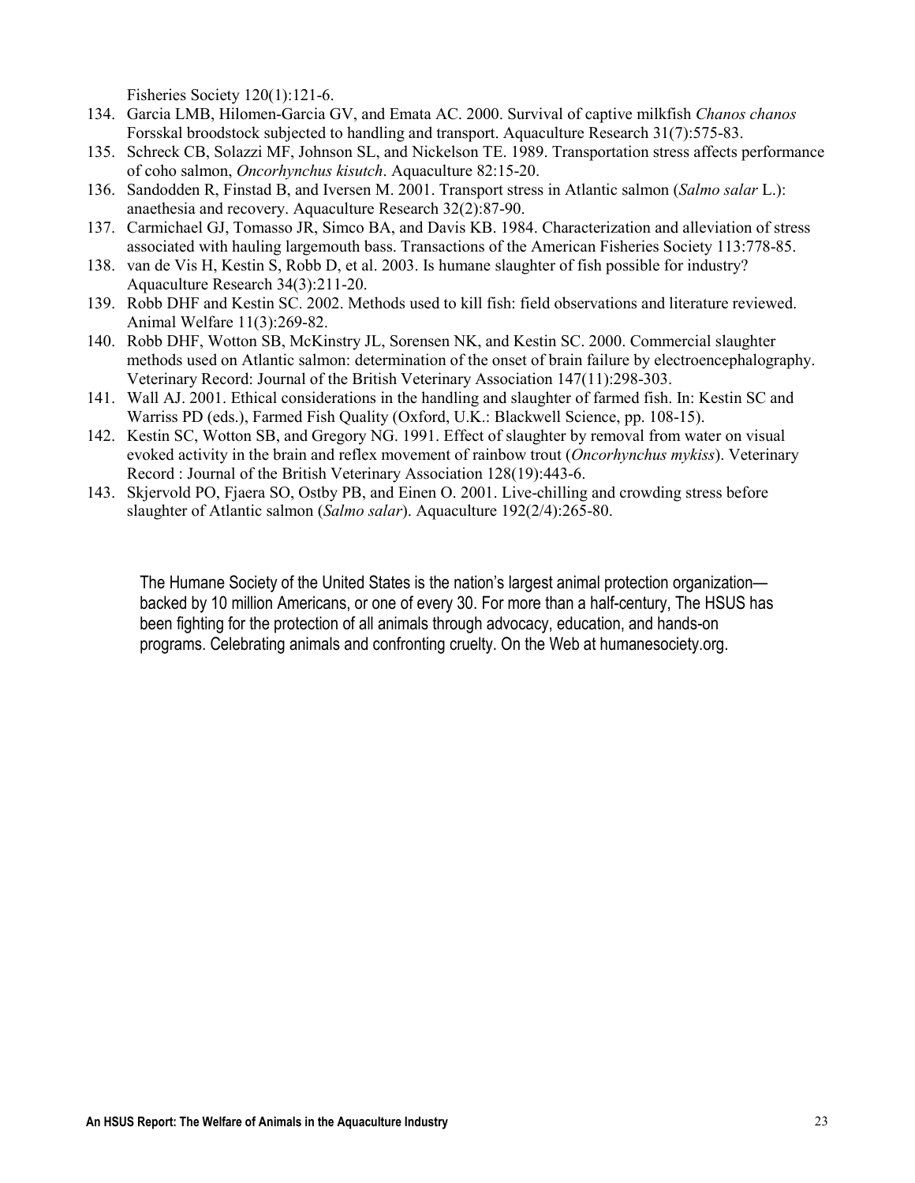Fisheries Society 120(1):121-6.

134. Garcia LMB, Hilomen-Garcia GV, and Emata AC. 2000. Survival of captive milkfish *Chanos chanos* Forsskal broodstock subjected to handling and transport. Aquaculture Research 31(7):575-83.
135. Schreck CB, Solazzi MF, Johnson SL, and Nickelson TE. 1989. Transportation stress affects performance of coho salmon, *Oncorhynchus kisutch*. Aquaculture 82:15-20.
136. Sandodden R, Finstad B, and Iversen M. 2001. Transport stress in Atlantic salmon (*Salmo salar* L.): anaethesia and recovery. Aquaculture Research 32(2):87-90.
137. Carmichael GJ, Tomasso JR, Simco BA, and Davis KB. 1984. Characterization and alleviation of stress associated with hauling largemouth bass. Transactions of the American Fisheries Society 113:778-85.
138. van de Vis H, Kestin S, Robb D, et al. 2003. Is humane slaughter of fish possible for industry? Aquaculture Research 34(3):211-20.
139. Robb DHF and Kestin SC. 2002. Methods used to kill fish: field observations and literature reviewed. Animal Welfare 11(3):269-82.
140. Robb DHF, Wotton SB, McKinstry JL, Sorensen NK, and Kestin SC. 2000. Commercial slaughter methods used on Atlantic salmon: determination of the onset of brain failure by electroencephalography. Veterinary Record: Journal of the British Veterinary Association 147(11):298-303.
141. Wall AJ. 2001. Ethical considerations in the handling and slaughter of farmed fish. In: Kestin SC and Warriss PD (eds.), Farmed Fish Quality (Oxford, U.K.: Blackwell Science, pp. 108-15).
142. Kestin SC, Wotton SB, and Gregory NG. 1991. Effect of slaughter by removal from water on visual evoked activity in the brain and reflex movement of rainbow trout (*Oncorhynchus mykiss*). Veterinary Record : Journal of the British Veterinary Association 128(19):443-6.
143. Skjervold PO, Fjaera SO, Ostby PB, and Einen O. 2001. Live-chilling and crowding stress before slaughter of Atlantic salmon (*Salmo salar*). Aquaculture 192(2/4):265-80.

The Humane Society of the United States is the nation's largest animal protection organization—backed by 10 million Americans, or one of every 30. For more than a half-century, The HSUS has been fighting for the protection of all animals through advocacy, education, and hands-on programs. Celebrating animals and confronting cruelty. On the Web at humanesociety.org.